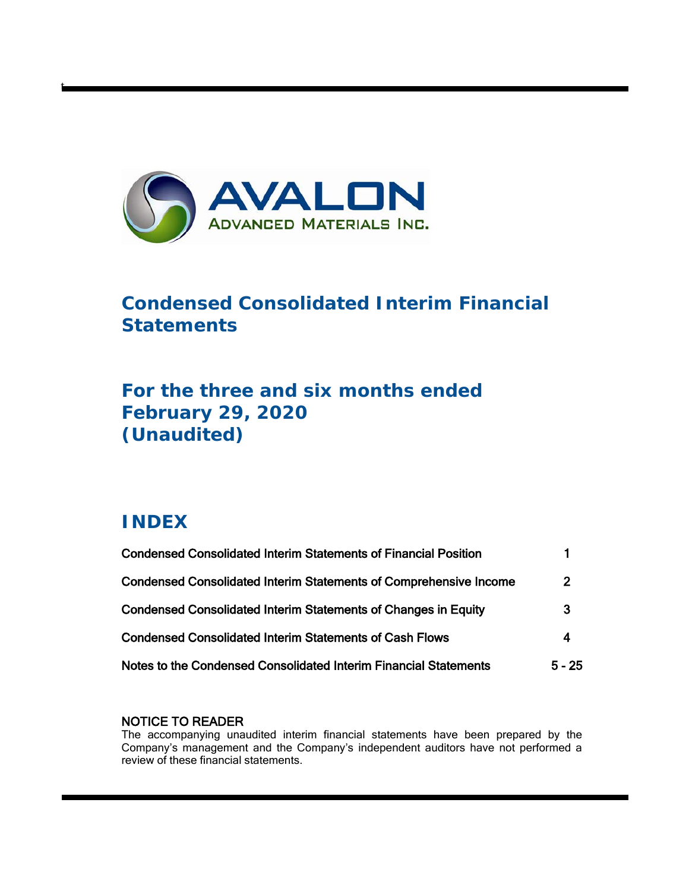# AVALON
ADVANCED MATERIALS INC.

# Condensed Consolidated Interim Financial Statements

## For the three and six months ended February 29, 2020 (Unaudited)

## INDEX

| | |
|---|---|
| Condensed Consolidated Interim Statements of Financial Position | 1 |
| Condensed Consolidated Interim Statements of Comprehensive Income | 2 |
| Condensed Consolidated Interim Statements of Changes in Equity | 3 |
| Condensed Consolidated Interim Statements of Cash Flows | 4 |
| Notes to the Condensed Consolidated Interim Financial Statements | 5 - 25 |

NOTICE TO READER

The accompanying unaudited interim financial statements have been prepared by the Company's management and the Company's independent auditors have not performed a review of these financial statements.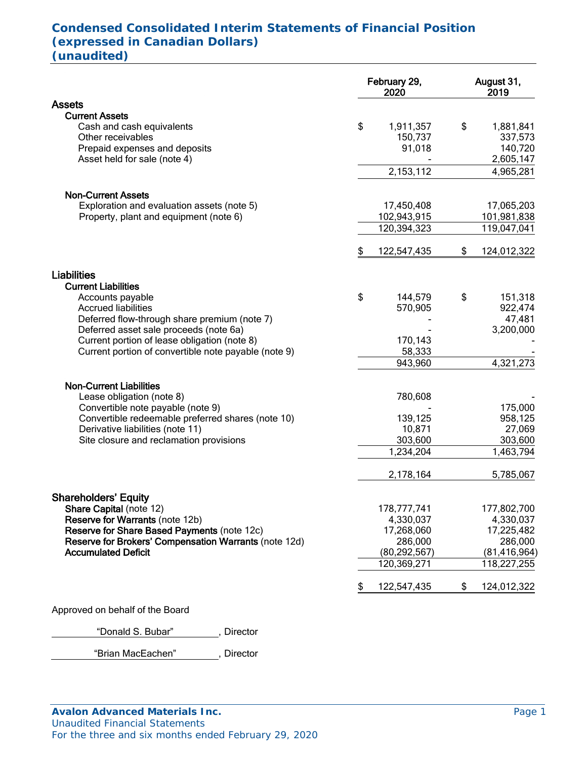# Condensed Consolidated Interim Statements of Financial Position
# (expressed in Canadian Dollars)
# (unaudited)

| | February 29, 2020 | August 31, 2019 |
|---|---|---|
| **Assets** | | |
| **Current Assets** | | |
| Cash and cash equivalents | $ 1,911,357 | $ 1,881,841 |
| Other receivables | 150,737 | 337,573 |
| Prepaid expenses and deposits | 91,018 | 140,720 |
| Asset held for sale (note 4) | - | 2,605,147 |
| | 2,153,112 | 4,965,281 |
| **Non-Current Assets** | | |
| Exploration and evaluation assets (note 5) | 17,450,408 | 17,065,203 |
| Property, plant and equipment (note 6) | 102,943,915 | 101,981,838 |
| | 120,394,323 | 119,047,041 |
| | $ 122,547,435 | $ 124,012,322 |
| **Liabilities** | | |
| **Current Liabilities** | | |
| Accounts payable | $ 144,579 | $ 151,318 |
| Accrued liabilities | 570,905 | 922,474 |
| Deferred flow-through share premium (note 7) | - | 47,481 |
| Deferred asset sale proceeds (note 6a) | - | 3,200,000 |
| Current portion of lease obligation (note 8) | 170,143 | - |
| Current portion of convertible note payable (note 9) | 58,333 | - |
| | 943,960 | 4,321,273 |
| **Non-Current Liabilities** | | |
| Lease obligation (note 8) | 780,608 | - |
| Convertible note payable (note 9) | - | 175,000 |
| Convertible redeemable preferred shares (note 10) | 139,125 | 958,125 |
| Derivative liabilities (note 11) | 10,871 | 27,069 |
| Site closure and reclamation provisions | 303,600 | 303,600 |
| | 1,234,204 | 1,463,794 |
| | 2,178,164 | 5,785,067 |
| **Shareholders' Equity** | | |
| **Share Capital** (note 12) | 178,777,741 | 177,802,700 |
| **Reserve for Warrants** (note 12b) | 4,330,037 | 4,330,037 |
| **Reserve for Share Based Payments** (note 12c) | 17,268,060 | 17,225,482 |
| **Reserve for Brokers' Compensation Warrants** (note 12d) | 286,000 | 286,000 |
| **Accumulated Deficit** | (80,292,567) | (81,416,964) |
| | 120,369,271 | 118,227,255 |
| | $ 122,547,435 | $ 124,012,322 |

Approved on behalf of the Board

"Donald S. Bubar", Director

"Brian MacEachen", Director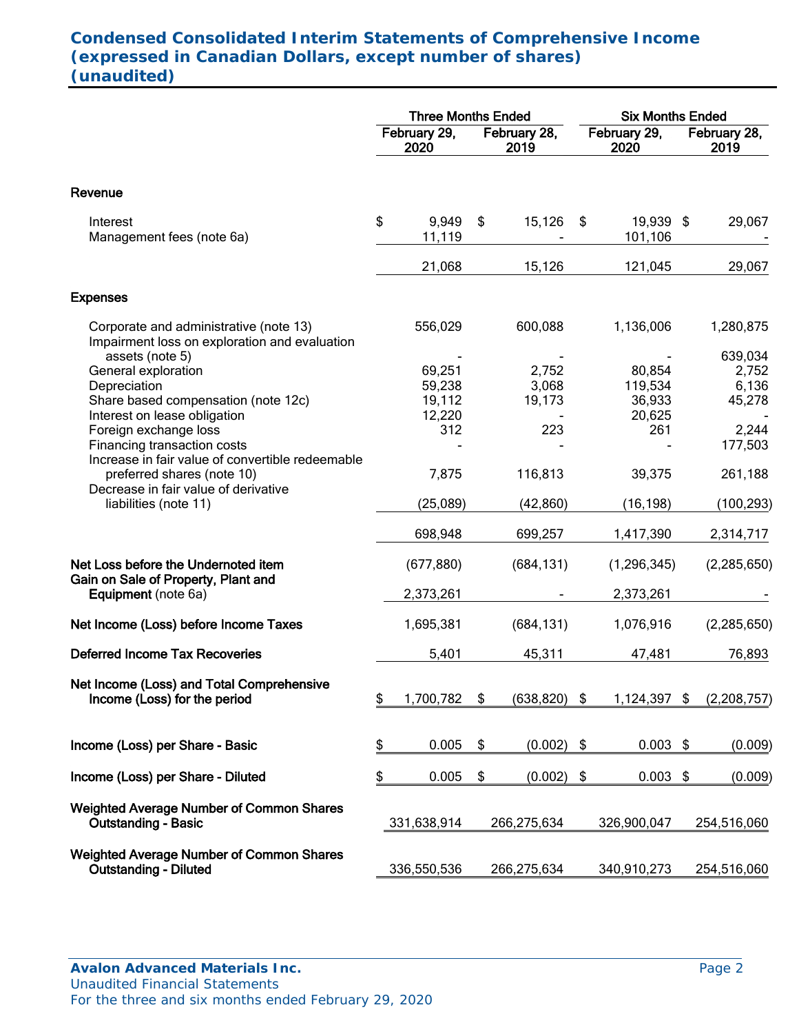# Condensed Consolidated Interim Statements of Comprehensive Income
# (expressed in Canadian Dollars, except number of shares)
# (unaudited)

| | Three Months Ended | | Six Months Ended | |
|---|---|---|---|---|
| | February 29, 2020 | February 28, 2019 | February 29, 2020 | February 28, 2019 |
| **Revenue** | | | | |
| Interest | $ 9,949 | $ 15,126 | $ 19,939 | $ 29,067 |
| Management fees (note 6a) | 11,119 | - | 101,106 | - |
| | 21,068 | 15,126 | 121,045 | 29,067 |
| **Expenses** | | | | |
| Corporate and administrative (note 13) | 556,029 | 600,088 | 1,136,006 | 1,280,875 |
| Impairment loss on exploration and evaluation assets (note 5) | - | - | - | 639,034 |
| General exploration | 69,251 | 2,752 | 80,854 | 2,752 |
| Depreciation | 59,238 | 3,068 | 119,534 | 6,136 |
| Share based compensation (note 12c) | 19,112 | 19,173 | 36,933 | 45,278 |
| Interest on lease obligation | 12,220 | - | 20,625 | - |
| Foreign exchange loss | 312 | 223 | 261 | 2,244 |
| Financing transaction costs | - | - | - | 177,503 |
| Increase in fair value of convertible redeemable preferred shares (note 10) | 7,875 | 116,813 | 39,375 | 261,188 |
| Decrease in fair value of derivative liabilities (note 11) | (25,089) | (42,860) | (16,198) | (100,293) |
| | 698,948 | 699,257 | 1,417,390 | 2,314,717 |
| **Net Loss before the Undernoted item** | (677,880) | (684,131) | (1,296,345) | (2,285,650) |
| **Gain on Sale of Property, Plant and Equipment** (note 6a) | 2,373,261 | - | 2,373,261 | - |
| **Net Income (Loss) before Income Taxes** | 1,695,381 | (684,131) | 1,076,916 | (2,285,650) |
| **Deferred Income Tax Recoveries** | 5,401 | 45,311 | 47,481 | 76,893 |
| **Net Income (Loss) and Total Comprehensive Income (Loss) for the period** | $ 1,700,782 | $ (638,820) | $ 1,124,397 | $ (2,208,757) |
| **Income (Loss) per Share - Basic** | $ 0.005 | $ (0.002) | $ 0.003 | $ (0.009) |
| **Income (Loss) per Share - Diluted** | $ 0.005 | $ (0.002) | $ 0.003 | $ (0.009) |
| **Weighted Average Number of Common Shares Outstanding - Basic** | 331,638,914 | 266,275,634 | 326,900,047 | 254,516,060 |
| **Weighted Average Number of Common Shares Outstanding - Diluted** | 336,550,536 | 266,275,634 | 340,910,273 | 254,516,060 |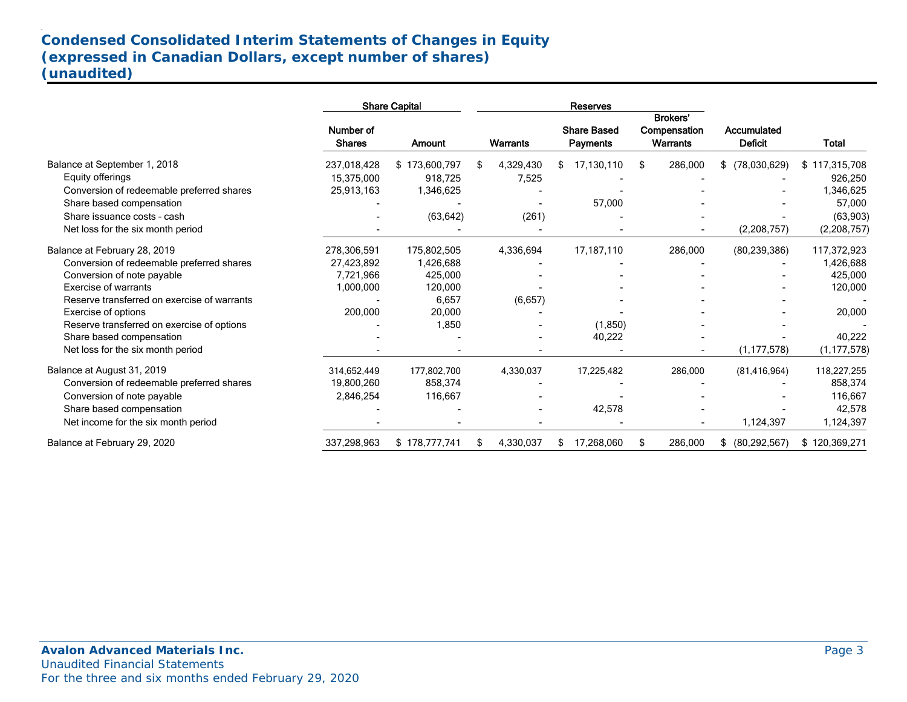# Condensed Consolidated Interim Statements of Changes in Equity
## (expressed in Canadian Dollars, except number of shares)
## (unaudited)

| | Share Capital | | Reserves | | | | |
|---|---|---|---|---|---|---|---|
| | Number of Shares | Amount | Warrants | Share Based Payments | Brokers' Compensation Warrants | Accumulated Deficit | Total |
| Balance at September 1, 2018 | 237,018,428 | $ 173,600,797 | $ 4,329,430 | $ 17,130,110 | $ 286,000 | $ (78,030,629) | $ 117,315,708 |
| Equity offerings | 15,375,000 | 918,725 | 7,525 | - | - | - | 926,250 |
| Conversion of redeemable preferred shares | 25,913,163 | 1,346,625 | - | - | - | - | 1,346,625 |
| Share based compensation | - | - | - | 57,000 | - | - | 57,000 |
| Share issuance costs - cash | - | (63,642) | (261) | - | - | - | (63,903) |
| Net loss for the six month period | - | - | - | - | - | (2,208,757) | (2,208,757) |
| Balance at February 28, 2019 | 278,306,591 | 175,802,505 | 4,336,694 | 17,187,110 | 286,000 | (80,239,386) | 117,372,923 |
| Conversion of redeemable preferred shares | 27,423,892 | 1,426,688 | - | - | - | - | 1,426,688 |
| Conversion of note payable | 7,721,966 | 425,000 | - | - | - | - | 425,000 |
| Exercise of warrants | 1,000,000 | 120,000 | - | - | - | - | 120,000 |
| Reserve transferred on exercise of warrants | - | 6,657 | (6,657) | - | - | - | - |
| Exercise of options | 200,000 | 20,000 | - | - | - | - | 20,000 |
| Reserve transferred on exercise of options | - | 1,850 | - | (1,850) | - | - | - |
| Share based compensation | - | - | - | 40,222 | - | - | 40,222 |
| Net loss for the six month period | - | - | - | - | - | (1,177,578) | (1,177,578) |
| Balance at August 31, 2019 | 314,652,449 | 177,802,700 | 4,330,037 | 17,225,482 | 286,000 | (81,416,964) | 118,227,255 |
| Conversion of redeemable preferred shares | 19,800,260 | 858,374 | - | - | - | - | 858,374 |
| Conversion of note payable | 2,846,254 | 116,667 | - | - | - | - | 116,667 |
| Share based compensation | - | - | - | 42,578 | - | - | 42,578 |
| Net income for the six month period | - | - | - | - | - | 1,124,397 | 1,124,397 |
| Balance at February 29, 2020 | 337,298,963 | $ 178,777,741 | $ 4,330,037 | $ 17,268,060 | $ 286,000 | $ (80,292,567) | $ 120,369,271 |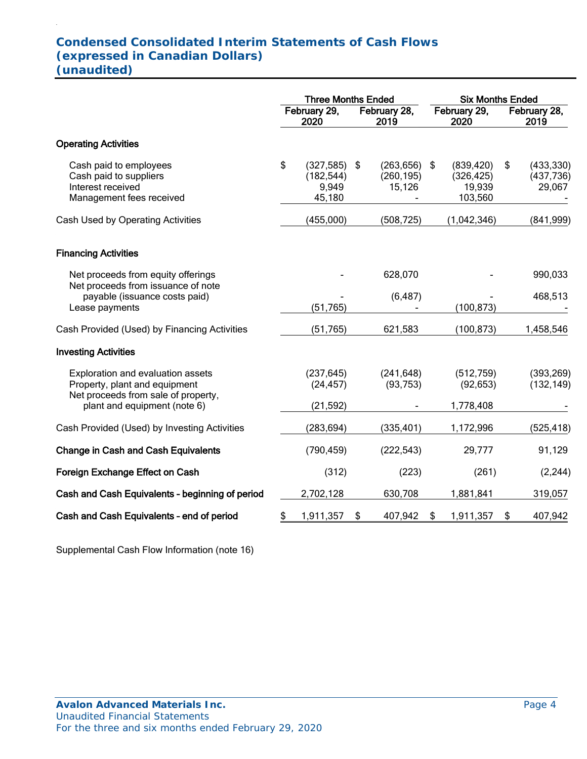# Condensed Consolidated Interim Statements of Cash Flows
## (expressed in Canadian Dollars)
## (unaudited)

| | Three Months Ended | | Six Months Ended | |
|---|---|---|---|---|
| | February 29, 2020 | February 28, 2019 | February 29, 2020 | February 28, 2019 |
| **Operating Activities** | | | | |
| Cash paid to employees | $ (327,585) | $ (263,656) | $ (839,420) | $ (433,330) |
| Cash paid to suppliers | (182,544) | (260,195) | (326,425) | (437,736) |
| Interest received | 9,949 | 15,126 | 19,939 | 29,067 |
| Management fees received | 45,180 | - | 103,560 | - |
| Cash Used by Operating Activities | (455,000) | (508,725) | (1,042,346) | (841,999) |
| **Financing Activities** | | | | |
| Net proceeds from equity offerings | - | 628,070 | - | 990,033 |
| Net proceeds from issuance of note payable (issuance costs paid) | - | (6,487) | - | 468,513 |
| Lease payments | (51,765) | - | (100,873) | - |
| Cash Provided (Used) by Financing Activities | (51,765) | 621,583 | (100,873) | 1,458,546 |
| **Investing Activities** | | | | |
| Exploration and evaluation assets | (237,645) | (241,648) | (512,759) | (393,269) |
| Property, plant and equipment | (24,457) | (93,753) | (92,653) | (132,149) |
| Net proceeds from sale of property, plant and equipment (note 6) | (21,592) | - | 1,778,408 | - |
| Cash Provided (Used) by Investing Activities | (283,694) | (335,401) | 1,172,996 | (525,418) |
| **Change in Cash and Cash Equivalents** | (790,459) | (222,543) | 29,777 | 91,129 |
| **Foreign Exchange Effect on Cash** | (312) | (223) | (261) | (2,244) |
| **Cash and Cash Equivalents - beginning of period** | 2,702,128 | 630,708 | 1,881,841 | 319,057 |
| **Cash and Cash Equivalents - end of period** | $ 1,911,357 | $ 407,942 | $ 1,911,357 | $ 407,942 |

Supplemental Cash Flow Information (note 16)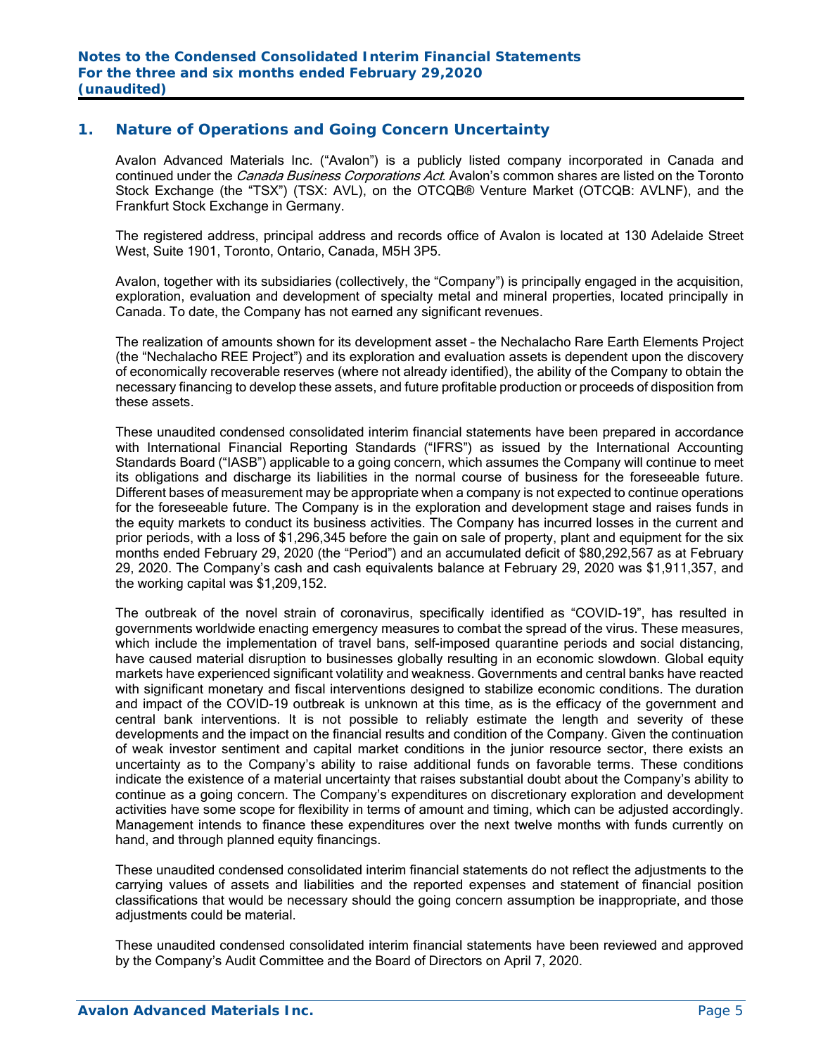## 1. Nature of Operations and Going Concern Uncertainty

Avalon Advanced Materials Inc. ("Avalon") is a publicly listed company incorporated in Canada and continued under the *Canada Business Corporations Act*. Avalon's common shares are listed on the Toronto Stock Exchange (the "TSX") (TSX: AVL), on the OTCQB® Venture Market (OTCQB: AVLNF), and the Frankfurt Stock Exchange in Germany.

The registered address, principal address and records office of Avalon is located at 130 Adelaide Street West, Suite 1901, Toronto, Ontario, Canada, M5H 3P5.

Avalon, together with its subsidiaries (collectively, the "Company") is principally engaged in the acquisition, exploration, evaluation and development of specialty metal and mineral properties, located principally in Canada. To date, the Company has not earned any significant revenues.

The realization of amounts shown for its development asset – the Nechalacho Rare Earth Elements Project (the "Nechalacho REE Project") and its exploration and evaluation assets is dependent upon the discovery of economically recoverable reserves (where not already identified), the ability of the Company to obtain the necessary financing to develop these assets, and future profitable production or proceeds of disposition from these assets.

These unaudited condensed consolidated interim financial statements have been prepared in accordance with International Financial Reporting Standards ("IFRS") as issued by the International Accounting Standards Board ("IASB") applicable to a going concern, which assumes the Company will continue to meet its obligations and discharge its liabilities in the normal course of business for the foreseeable future. Different bases of measurement may be appropriate when a company is not expected to continue operations for the foreseeable future. The Company is in the exploration and development stage and raises funds in the equity markets to conduct its business activities. The Company has incurred losses in the current and prior periods, with a loss of $1,296,345 before the gain on sale of property, plant and equipment for the six months ended February 29, 2020 (the "Period") and an accumulated deficit of $80,292,567 as at February 29, 2020. The Company's cash and cash equivalents balance at February 29, 2020 was $1,911,357, and the working capital was $1,209,152.

The outbreak of the novel strain of coronavirus, specifically identified as "COVID-19", has resulted in governments worldwide enacting emergency measures to combat the spread of the virus. These measures, which include the implementation of travel bans, self-imposed quarantine periods and social distancing, have caused material disruption to businesses globally resulting in an economic slowdown. Global equity markets have experienced significant volatility and weakness. Governments and central banks have reacted with significant monetary and fiscal interventions designed to stabilize economic conditions. The duration and impact of the COVID-19 outbreak is unknown at this time, as is the efficacy of the government and central bank interventions. It is not possible to reliably estimate the length and severity of these developments and the impact on the financial results and condition of the Company. Given the continuation of weak investor sentiment and capital market conditions in the junior resource sector, there exists an uncertainty as to the Company's ability to raise additional funds on favorable terms. These conditions indicate the existence of a material uncertainty that raises substantial doubt about the Company's ability to continue as a going concern. The Company's expenditures on discretionary exploration and development activities have some scope for flexibility in terms of amount and timing, which can be adjusted accordingly. Management intends to finance these expenditures over the next twelve months with funds currently on hand, and through planned equity financings.

These unaudited condensed consolidated interim financial statements do not reflect the adjustments to the carrying values of assets and liabilities and the reported expenses and statement of financial position classifications that would be necessary should the going concern assumption be inappropriate, and those adjustments could be material.

These unaudited condensed consolidated interim financial statements have been reviewed and approved by the Company's Audit Committee and the Board of Directors on April 7, 2020.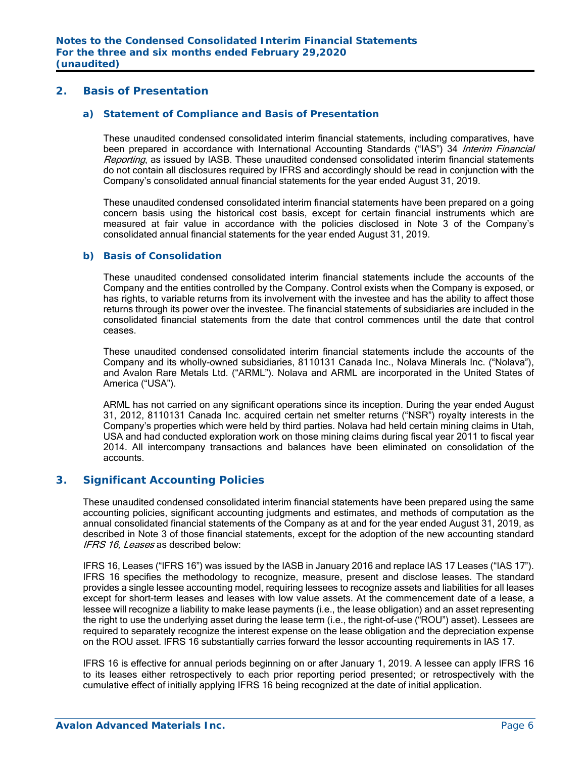## 2. Basis of Presentation

### a) Statement of Compliance and Basis of Presentation

These unaudited condensed consolidated interim financial statements, including comparatives, have been prepared in accordance with International Accounting Standards ("IAS") 34 *Interim Financial Reporting*, as issued by IASB. These unaudited condensed consolidated interim financial statements do not contain all disclosures required by IFRS and accordingly should be read in conjunction with the Company's consolidated annual financial statements for the year ended August 31, 2019.

These unaudited condensed consolidated interim financial statements have been prepared on a going concern basis using the historical cost basis, except for certain financial instruments which are measured at fair value in accordance with the policies disclosed in Note 3 of the Company's consolidated annual financial statements for the year ended August 31, 2019.

### b) Basis of Consolidation

These unaudited condensed consolidated interim financial statements include the accounts of the Company and the entities controlled by the Company. Control exists when the Company is exposed, or has rights, to variable returns from its involvement with the investee and has the ability to affect those returns through its power over the investee. The financial statements of subsidiaries are included in the consolidated financial statements from the date that control commences until the date that control ceases.

These unaudited condensed consolidated interim financial statements include the accounts of the Company and its wholly-owned subsidiaries, 8110131 Canada Inc., Nolava Minerals Inc. ("Nolava"), and Avalon Rare Metals Ltd. ("ARML"). Nolava and ARML are incorporated in the United States of America ("USA").

ARML has not carried on any significant operations since its inception. During the year ended August 31, 2012, 8110131 Canada Inc. acquired certain net smelter returns ("NSR") royalty interests in the Company's properties which were held by third parties. Nolava had held certain mining claims in Utah, USA and had conducted exploration work on those mining claims during fiscal year 2011 to fiscal year 2014. All intercompany transactions and balances have been eliminated on consolidation of the accounts.

## 3. Significant Accounting Policies

These unaudited condensed consolidated interim financial statements have been prepared using the same accounting policies, significant accounting judgments and estimates, and methods of computation as the annual consolidated financial statements of the Company as at and for the year ended August 31, 2019, as described in Note 3 of those financial statements, except for the adoption of the new accounting standard *IFRS 16, Leases* as described below:

IFRS 16, Leases ("IFRS 16") was issued by the IASB in January 2016 and replace IAS 17 Leases ("IAS 17"). IFRS 16 specifies the methodology to recognize, measure, present and disclose leases. The standard provides a single lessee accounting model, requiring lessees to recognize assets and liabilities for all leases except for short-term leases and leases with low value assets. At the commencement date of a lease, a lessee will recognize a liability to make lease payments (i.e., the lease obligation) and an asset representing the right to use the underlying asset during the lease term (i.e., the right-of-use ("ROU") asset). Lessees are required to separately recognize the interest expense on the lease obligation and the depreciation expense on the ROU asset. IFRS 16 substantially carries forward the lessor accounting requirements in IAS 17.

IFRS 16 is effective for annual periods beginning on or after January 1, 2019. A lessee can apply IFRS 16 to its leases either retrospectively to each prior reporting period presented; or retrospectively with the cumulative effect of initially applying IFRS 16 being recognized at the date of initial application.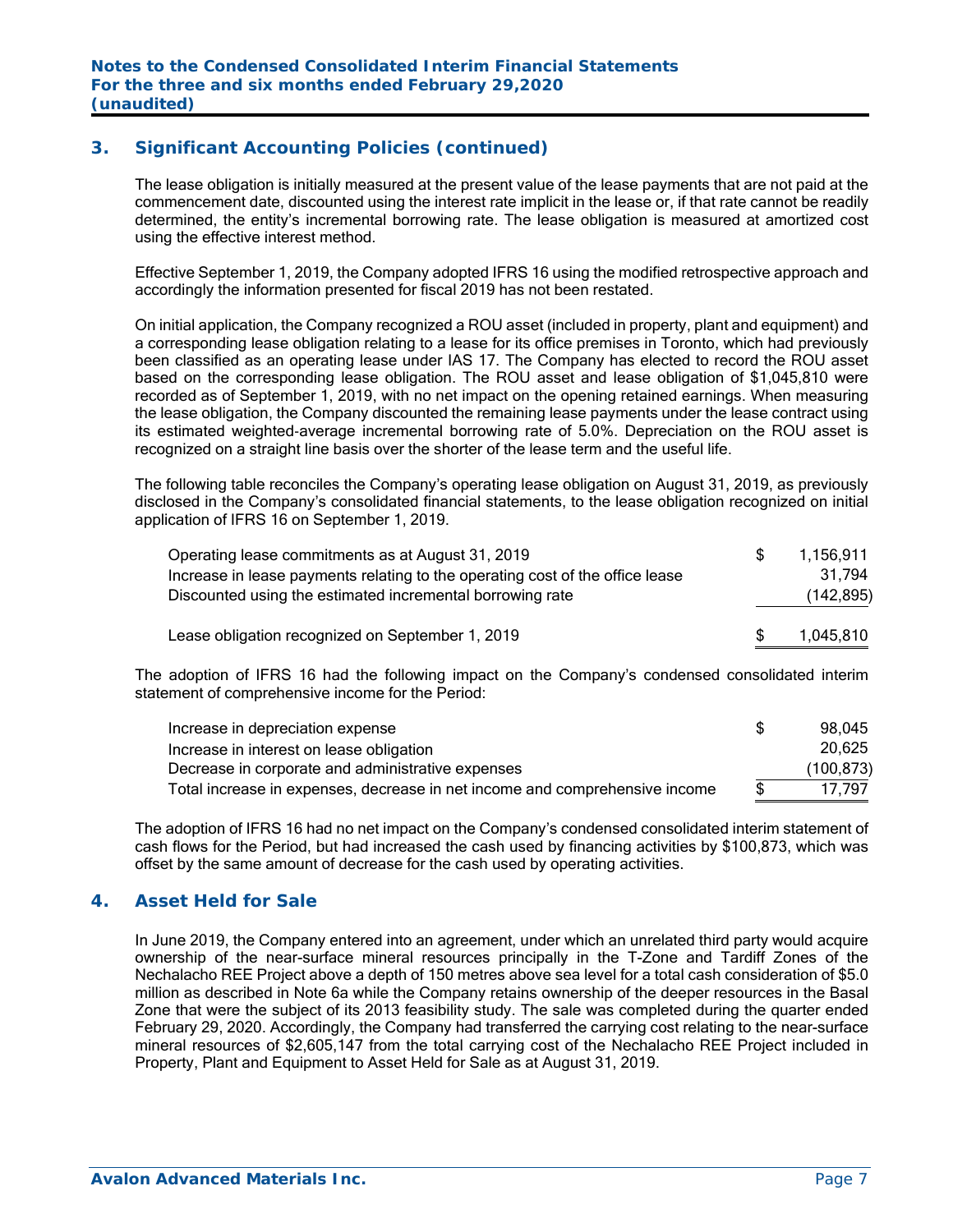## 3. Significant Accounting Policies (continued)

The lease obligation is initially measured at the present value of the lease payments that are not paid at the commencement date, discounted using the interest rate implicit in the lease or, if that rate cannot be readily determined, the entity's incremental borrowing rate. The lease obligation is measured at amortized cost using the effective interest method.

Effective September 1, 2019, the Company adopted IFRS 16 using the modified retrospective approach and accordingly the information presented for fiscal 2019 has not been restated.

On initial application, the Company recognized a ROU asset (included in property, plant and equipment) and a corresponding lease obligation relating to a lease for its office premises in Toronto, which had previously been classified as an operating lease under IAS 17. The Company has elected to record the ROU asset based on the corresponding lease obligation. The ROU asset and lease obligation of $1,045,810 were recorded as of September 1, 2019, with no net impact on the opening retained earnings. When measuring the lease obligation, the Company discounted the remaining lease payments under the lease contract using its estimated weighted-average incremental borrowing rate of 5.0%. Depreciation on the ROU asset is recognized on a straight line basis over the shorter of the lease term and the useful life.

The following table reconciles the Company's operating lease obligation on August 31, 2019, as previously disclosed in the Company's consolidated financial statements, to the lease obligation recognized on initial application of IFRS 16 on September 1, 2019.

| | | |
|---|---|---|
| Operating lease commitments as at August 31, 2019 | $ | 1,156,911 |
| Increase in lease payments relating to the operating cost of the office lease | | 31,794 |
| Discounted using the estimated incremental borrowing rate | | (142,895) |
| Lease obligation recognized on September 1, 2019 | $ | 1,045,810 |

The adoption of IFRS 16 had the following impact on the Company's condensed consolidated interim statement of comprehensive income for the Period:

| | | |
|---|---|---|
| Increase in depreciation expense | $ | 98,045 |
| Increase in interest on lease obligation | | 20,625 |
| Decrease in corporate and administrative expenses | | (100,873) |
| Total increase in expenses, decrease in net income and comprehensive income | $ | 17,797 |

The adoption of IFRS 16 had no net impact on the Company's condensed consolidated interim statement of cash flows for the Period, but had increased the cash used by financing activities by $100,873, which was offset by the same amount of decrease for the cash used by operating activities.

## 4. Asset Held for Sale

In June 2019, the Company entered into an agreement, under which an unrelated third party would acquire ownership of the near-surface mineral resources principally in the T-Zone and Tardiff Zones of the Nechalacho REE Project above a depth of 150 metres above sea level for a total cash consideration of $5.0 million as described in Note 6a while the Company retains ownership of the deeper resources in the Basal Zone that were the subject of its 2013 feasibility study. The sale was completed during the quarter ended February 29, 2020. Accordingly, the Company had transferred the carrying cost relating to the near-surface mineral resources of $2,605,147 from the total carrying cost of the Nechalacho REE Project included in Property, Plant and Equipment to Asset Held for Sale as at August 31, 2019.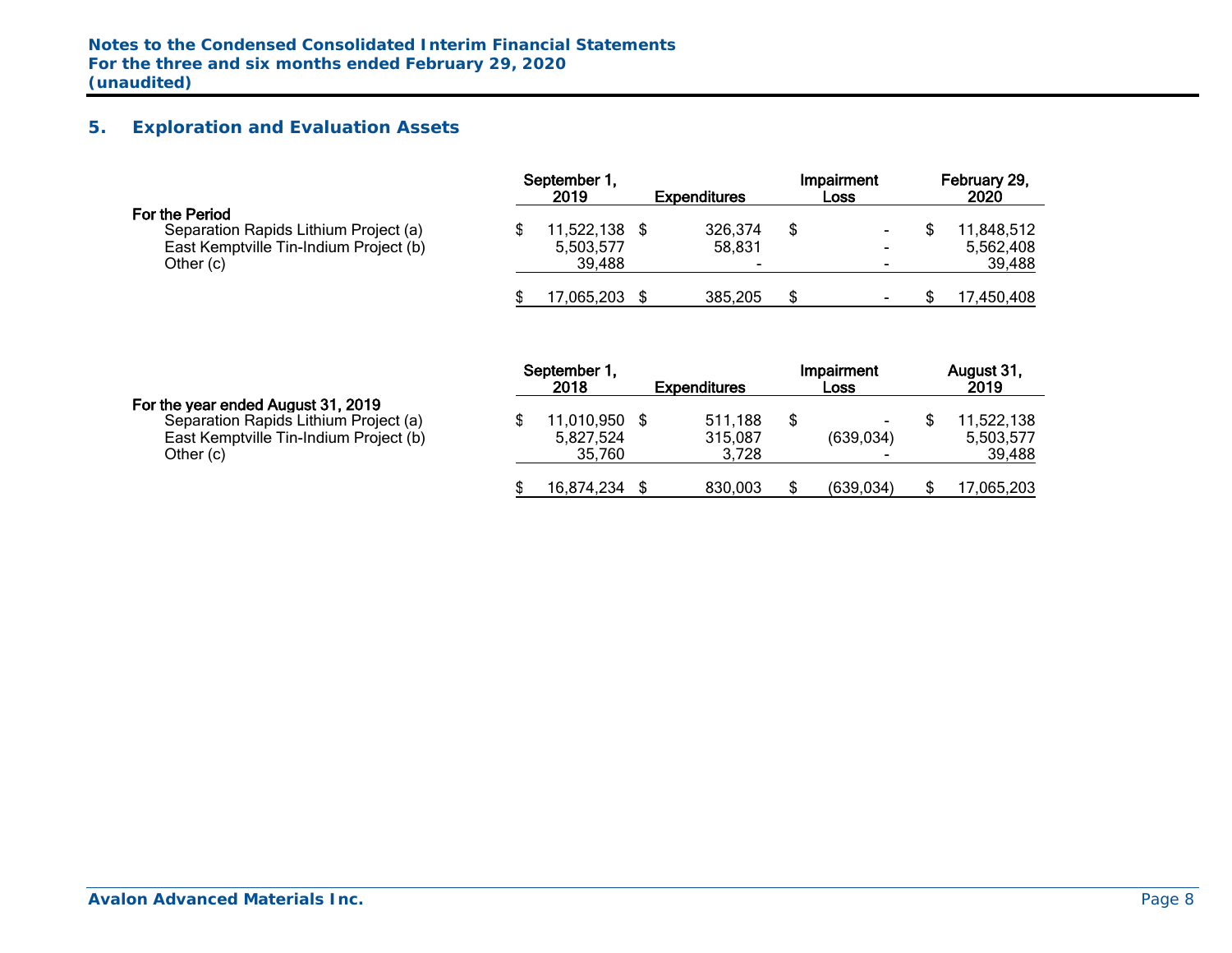## 5. Exploration and Evaluation Assets

| | September 1, 2019 | Expenditures | Impairment Loss | February 29, 2020 |
|---|---|---|---|---|
| **For the Period** | | | | |
| Separation Rapids Lithium Project (a) | $ 11,522,138 | $ 326,374 | $ - | $ 11,848,512 |
| East Kemptville Tin-Indium Project (b) | 5,503,577 | 58,831 | - | 5,562,408 |
| Other (c) | 39,488 | - | - | 39,488 |
| | $ 17,065,203 | $ 385,205 | $ - | $ 17,450,408 |

| | September 1, 2018 | Expenditures | Impairment Loss | August 31, 2019 |
|---|---|---|---|---|
| **For the year ended August 31, 2019** | | | | |
| Separation Rapids Lithium Project (a) | $ 11,010,950 | $ 511,188 | $ - | $ 11,522,138 |
| East Kemptville Tin-Indium Project (b) | 5,827,524 | 315,087 | (639,034) | 5,503,577 |
| Other (c) | 35,760 | 3,728 | - | 39,488 |
| | $ 16,874,234 | $ 830,003 | $ (639,034) | $ 17,065,203 |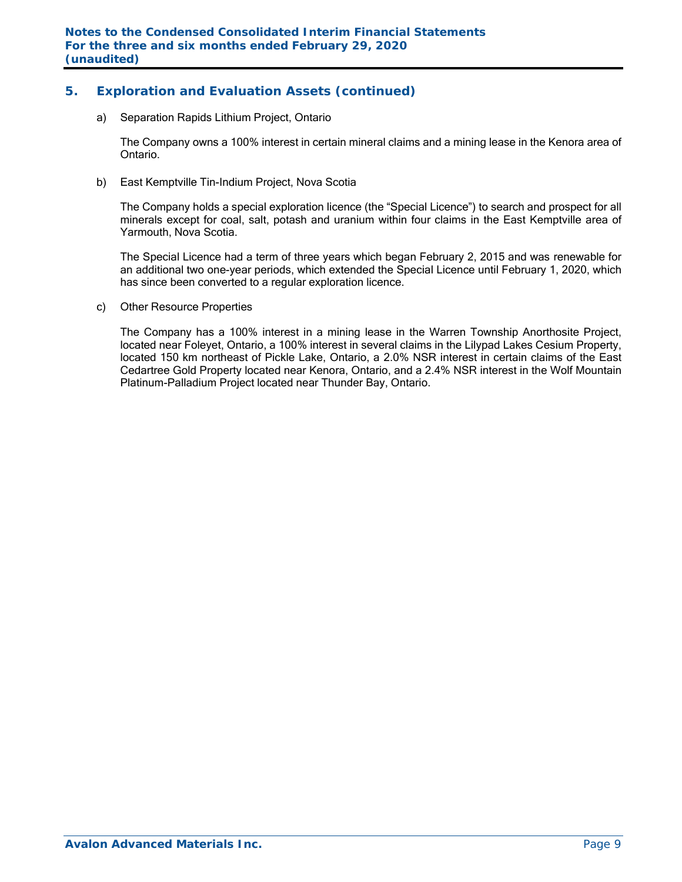## 5. Exploration and Evaluation Assets (continued)

a) Separation Rapids Lithium Project, Ontario

The Company owns a 100% interest in certain mineral claims and a mining lease in the Kenora area of Ontario.

b) East Kemptville Tin-Indium Project, Nova Scotia

The Company holds a special exploration licence (the "Special Licence") to search and prospect for all minerals except for coal, salt, potash and uranium within four claims in the East Kemptville area of Yarmouth, Nova Scotia.

The Special Licence had a term of three years which began February 2, 2015 and was renewable for an additional two one-year periods, which extended the Special Licence until February 1, 2020, which has since been converted to a regular exploration licence.

c) Other Resource Properties

The Company has a 100% interest in a mining lease in the Warren Township Anorthosite Project, located near Foleyet, Ontario, a 100% interest in several claims in the Lilypad Lakes Cesium Property, located 150 km northeast of Pickle Lake, Ontario, a 2.0% NSR interest in certain claims of the East Cedartree Gold Property located near Kenora, Ontario, and a 2.4% NSR interest in the Wolf Mountain Platinum-Palladium Project located near Thunder Bay, Ontario.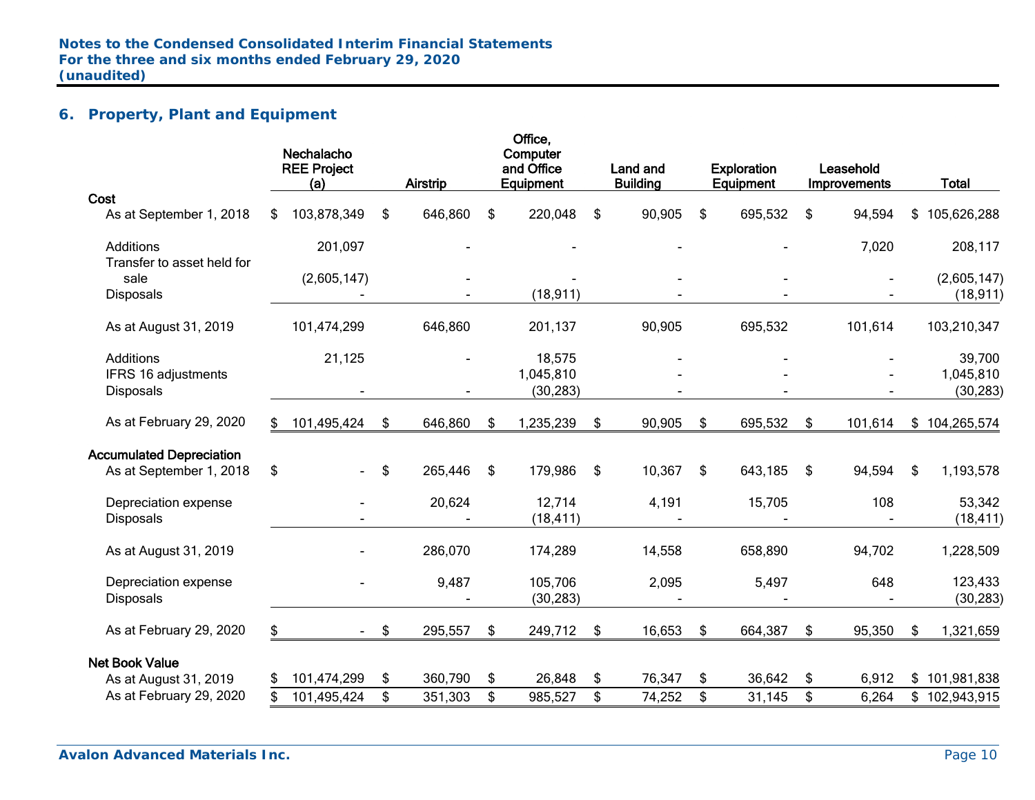## 6. Property, Plant and Equipment

| | Nechalacho REE Project (a) | Airstrip | Office, Computer and Office Equipment | Land and Building | Exploration Equipment | Leasehold Improvements | Total |
|---|---|---|---|---|---|---|---|
| **Cost** | | | | | | | |
| As at September 1, 2018 | $ 103,878,349 | $ 646,860 | $ 220,048 | $ 90,905 | $ 695,532 | $ 94,594 | $ 105,626,288 |
| Additions | 201,097 | - | - | - | - | 7,020 | 208,117 |
| Transfer to asset held for sale | (2,605,147) | - | - | - | - | - | (2,605,147) |
| Disposals | - | - | (18,911) | - | - | - | (18,911) |
| As at August 31, 2019 | 101,474,299 | 646,860 | 201,137 | 90,905 | 695,532 | 101,614 | 103,210,347 |
| Additions | 21,125 | - | 18,575 | - | - | - | 39,700 |
| IFRS 16 adjustments | | | 1,045,810 | - | - | - | 1,045,810 |
| Disposals | - | - | (30,283) | - | - | - | (30,283) |
| As at February 29, 2020 | $ 101,495,424 | $ 646,860 | $ 1,235,239 | $ 90,905 | $ 695,532 | $ 101,614 | $ 104,265,574 |
| **Accumulated Depreciation** | | | | | | | |
| As at September 1, 2018 | $ - | $ 265,446 | $ 179,986 | $ 10,367 | $ 643,185 | $ 94,594 | $ 1,193,578 |
| Depreciation expense | - | 20,624 | 12,714 | 4,191 | 15,705 | 108 | 53,342 |
| Disposals | - | - | (18,411) | - | - | - | (18,411) |
| As at August 31, 2019 | - | 286,070 | 174,289 | 14,558 | 658,890 | 94,702 | 1,228,509 |
| Depreciation expense | - | 9,487 | 105,706 | 2,095 | 5,497 | 648 | 123,433 |
| Disposals | | - | (30,283) | - | - | - | (30,283) |
| As at February 29, 2020 | $ - | $ 295,557 | $ 249,712 | $ 16,653 | $ 664,387 | $ 95,350 | $ 1,321,659 |
| **Net Book Value** | | | | | | | |
| As at August 31, 2019 | $ 101,474,299 | $ 360,790 | $ 26,848 | $ 76,347 | $ 36,642 | $ 6,912 | $ 101,981,838 |
| As at February 29, 2020 | $ 101,495,424 | $ 351,303 | $ 985,527 | $ 74,252 | $ 31,145 | $ 6,264 | $ 102,943,915 |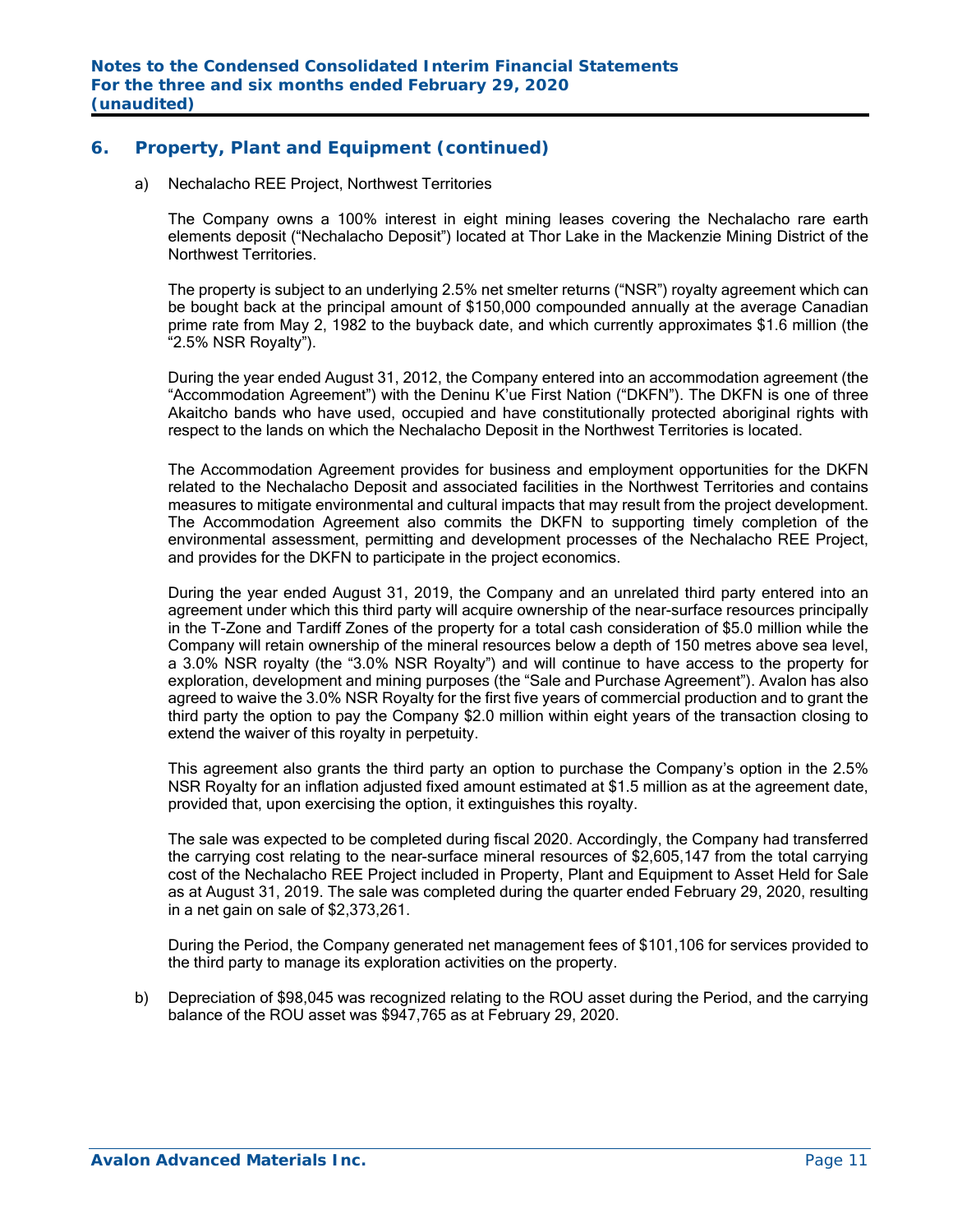## 6. Property, Plant and Equipment (continued)

a) Nechalacho REE Project, Northwest Territories

The Company owns a 100% interest in eight mining leases covering the Nechalacho rare earth elements deposit ("Nechalacho Deposit") located at Thor Lake in the Mackenzie Mining District of the Northwest Territories.

The property is subject to an underlying 2.5% net smelter returns ("NSR") royalty agreement which can be bought back at the principal amount of $150,000 compounded annually at the average Canadian prime rate from May 2, 1982 to the buyback date, and which currently approximates $1.6 million (the "2.5% NSR Royalty").

During the year ended August 31, 2012, the Company entered into an accommodation agreement (the "Accommodation Agreement") with the Deninu K'ue First Nation ("DKFN"). The DKFN is one of three Akaitcho bands who have used, occupied and have constitutionally protected aboriginal rights with respect to the lands on which the Nechalacho Deposit in the Northwest Territories is located.

The Accommodation Agreement provides for business and employment opportunities for the DKFN related to the Nechalacho Deposit and associated facilities in the Northwest Territories and contains measures to mitigate environmental and cultural impacts that may result from the project development. The Accommodation Agreement also commits the DKFN to supporting timely completion of the environmental assessment, permitting and development processes of the Nechalacho REE Project, and provides for the DKFN to participate in the project economics.

During the year ended August 31, 2019, the Company and an unrelated third party entered into an agreement under which this third party will acquire ownership of the near-surface resources principally in the T-Zone and Tardiff Zones of the property for a total cash consideration of $5.0 million while the Company will retain ownership of the mineral resources below a depth of 150 metres above sea level, a 3.0% NSR royalty (the "3.0% NSR Royalty") and will continue to have access to the property for exploration, development and mining purposes (the "Sale and Purchase Agreement"). Avalon has also agreed to waive the 3.0% NSR Royalty for the first five years of commercial production and to grant the third party the option to pay the Company $2.0 million within eight years of the transaction closing to extend the waiver of this royalty in perpetuity.

This agreement also grants the third party an option to purchase the Company's option in the 2.5% NSR Royalty for an inflation adjusted fixed amount estimated at $1.5 million as at the agreement date, provided that, upon exercising the option, it extinguishes this royalty.

The sale was expected to be completed during fiscal 2020. Accordingly, the Company had transferred the carrying cost relating to the near-surface mineral resources of $2,605,147 from the total carrying cost of the Nechalacho REE Project included in Property, Plant and Equipment to Asset Held for Sale as at August 31, 2019. The sale was completed during the quarter ended February 29, 2020, resulting in a net gain on sale of $2,373,261.

During the Period, the Company generated net management fees of $101,106 for services provided to the third party to manage its exploration activities on the property.

b) Depreciation of $98,045 was recognized relating to the ROU asset during the Period, and the carrying balance of the ROU asset was $947,765 as at February 29, 2020.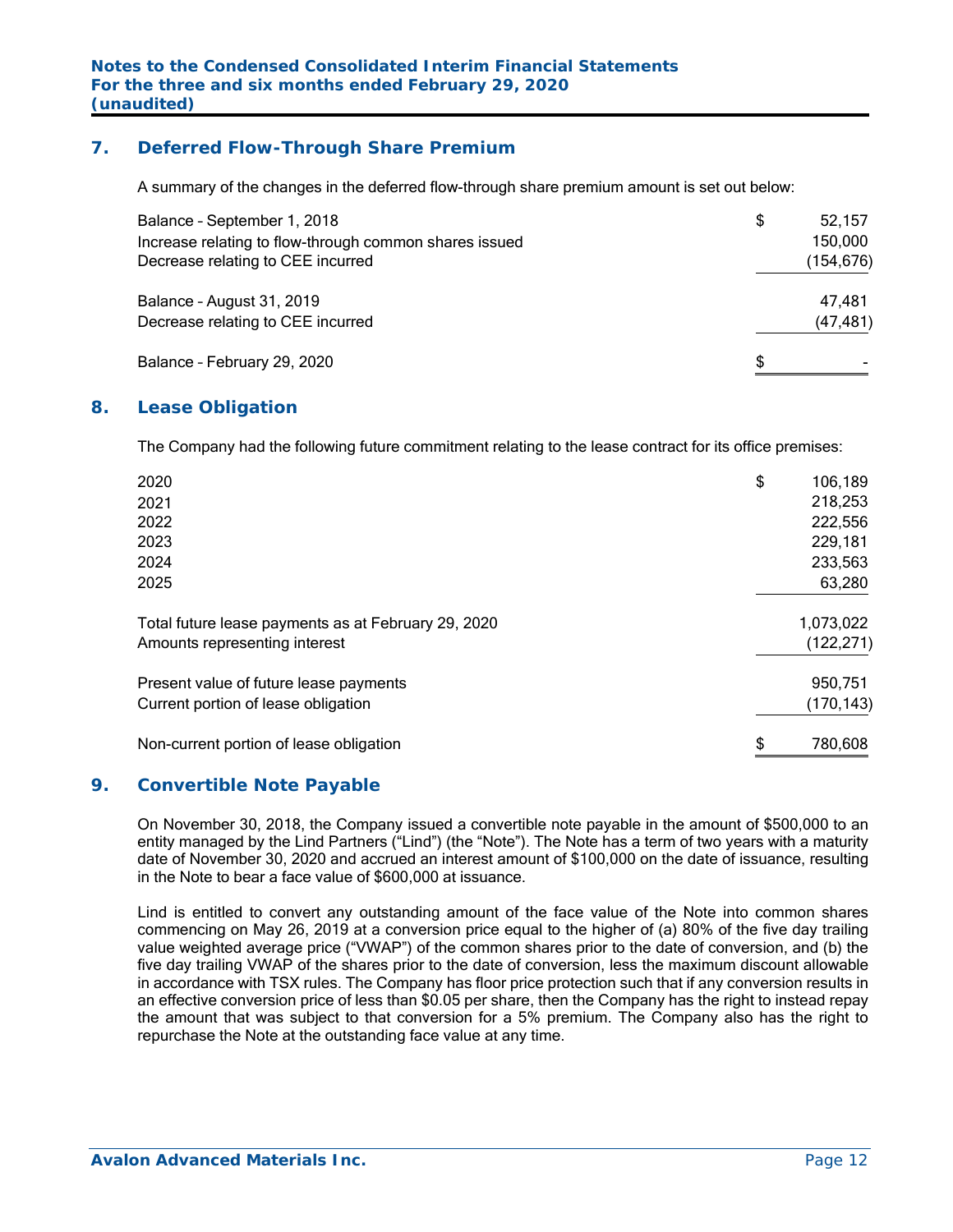## 7. Deferred Flow-Through Share Premium

A summary of the changes in the deferred flow-through share premium amount is set out below:

| | |
|---|---|
| Balance – September 1, 2018 | $ 52,157 |
| Increase relating to flow-through common shares issued | 150,000 |
| Decrease relating to CEE incurred | (154,676) |
| Balance – August 31, 2019 | 47,481 |
| Decrease relating to CEE incurred | (47,481) |
| Balance – February 29, 2020 | $ - |

## 8. Lease Obligation

The Company had the following future commitment relating to the lease contract for its office premises:

| | |
|---|---|
| 2020 | $ 106,189 |
| 2021 | 218,253 |
| 2022 | 222,556 |
| 2023 | 229,181 |
| 2024 | 233,563 |
| 2025 | 63,280 |
| Total future lease payments as at February 29, 2020 | 1,073,022 |
| Amounts representing interest | (122,271) |
| Present value of future lease payments | 950,751 |
| Current portion of lease obligation | (170,143) |
| Non-current portion of lease obligation | $ 780,608 |

## 9. Convertible Note Payable

On November 30, 2018, the Company issued a convertible note payable in the amount of $500,000 to an entity managed by the Lind Partners ("Lind") (the "Note"). The Note has a term of two years with a maturity date of November 30, 2020 and accrued an interest amount of $100,000 on the date of issuance, resulting in the Note to bear a face value of $600,000 at issuance.

Lind is entitled to convert any outstanding amount of the face value of the Note into common shares commencing on May 26, 2019 at a conversion price equal to the higher of (a) 80% of the five day trailing value weighted average price ("VWAP") of the common shares prior to the date of conversion, and (b) the five day trailing VWAP of the shares prior to the date of conversion, less the maximum discount allowable in accordance with TSX rules. The Company has floor price protection such that if any conversion results in an effective conversion price of less than $0.05 per share, then the Company has the right to instead repay the amount that was subject to that conversion for a 5% premium. The Company also has the right to repurchase the Note at the outstanding face value at any time.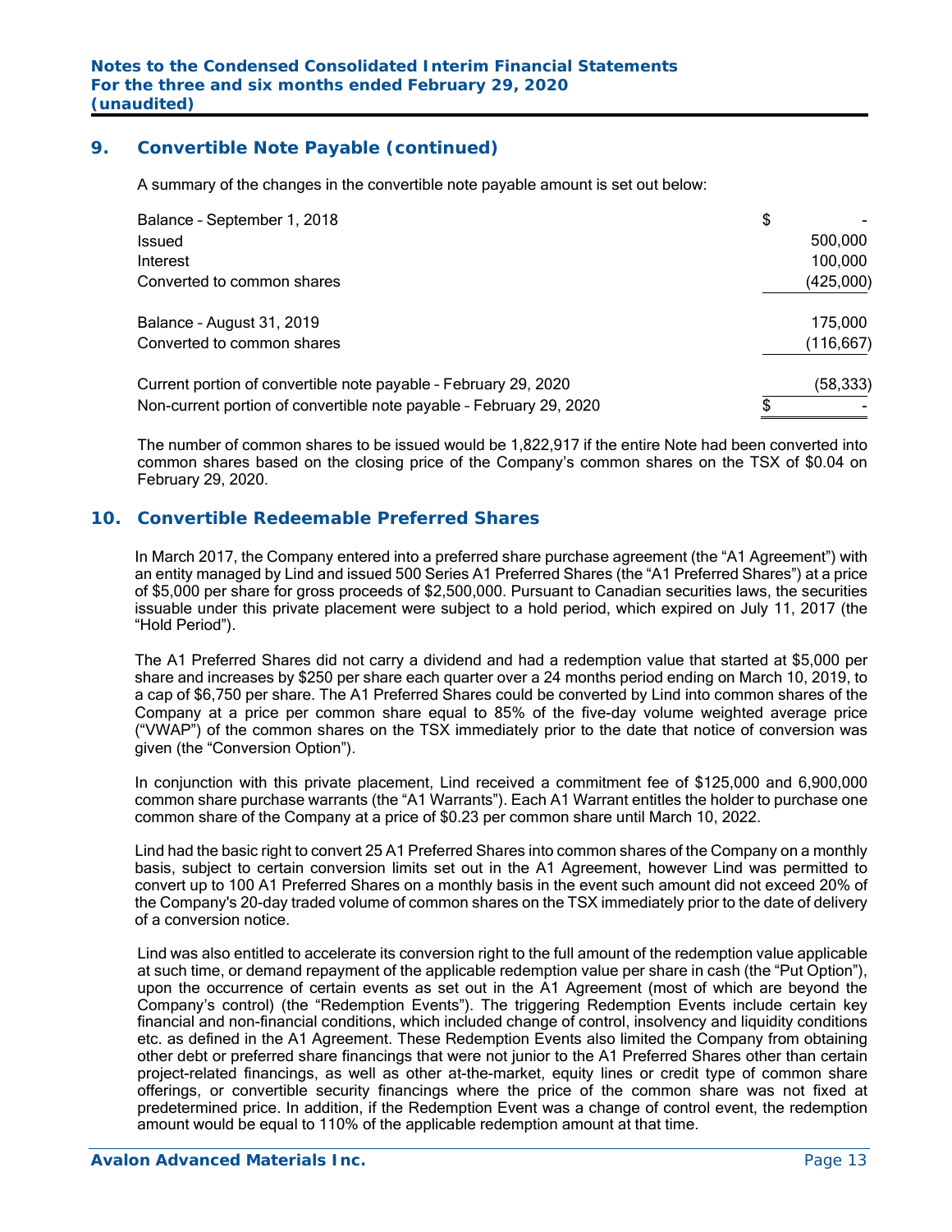## 9. Convertible Note Payable (continued)

A summary of the changes in the convertible note payable amount is set out below:

| | |
|---|---|
| Balance – September 1, 2018 | $ - |
| Issued | 500,000 |
| Interest | 100,000 |
| Converted to common shares | (425,000) |
| Balance – August 31, 2019 | 175,000 |
| Converted to common shares | (116,667) |
| Current portion of convertible note payable – February 29, 2020 | (58,333) |
| Non-current portion of convertible note payable – February 29, 2020 | $ - |

The number of common shares to be issued would be 1,822,917 if the entire Note had been converted into common shares based on the closing price of the Company's common shares on the TSX of $0.04 on February 29, 2020.

## 10. Convertible Redeemable Preferred Shares

In March 2017, the Company entered into a preferred share purchase agreement (the "A1 Agreement") with an entity managed by Lind and issued 500 Series A1 Preferred Shares (the "A1 Preferred Shares") at a price of $5,000 per share for gross proceeds of $2,500,000. Pursuant to Canadian securities laws, the securities issuable under this private placement were subject to a hold period, which expired on July 11, 2017 (the "Hold Period").

The A1 Preferred Shares did not carry a dividend and had a redemption value that started at $5,000 per share and increases by $250 per share each quarter over a 24 months period ending on March 10, 2019, to a cap of $6,750 per share. The A1 Preferred Shares could be converted by Lind into common shares of the Company at a price per common share equal to 85% of the five-day volume weighted average price ("VWAP") of the common shares on the TSX immediately prior to the date that notice of conversion was given (the "Conversion Option").

In conjunction with this private placement, Lind received a commitment fee of $125,000 and 6,900,000 common share purchase warrants (the "A1 Warrants"). Each A1 Warrant entitles the holder to purchase one common share of the Company at a price of $0.23 per common share until March 10, 2022.

Lind had the basic right to convert 25 A1 Preferred Shares into common shares of the Company on a monthly basis, subject to certain conversion limits set out in the A1 Agreement, however Lind was permitted to convert up to 100 A1 Preferred Shares on a monthly basis in the event such amount did not exceed 20% of the Company's 20-day traded volume of common shares on the TSX immediately prior to the date of delivery of a conversion notice.

Lind was also entitled to accelerate its conversion right to the full amount of the redemption value applicable at such time, or demand repayment of the applicable redemption value per share in cash (the "Put Option"), upon the occurrence of certain events as set out in the A1 Agreement (most of which are beyond the Company's control) (the "Redemption Events"). The triggering Redemption Events include certain key financial and non-financial conditions, which included change of control, insolvency and liquidity conditions etc. as defined in the A1 Agreement. These Redemption Events also limited the Company from obtaining other debt or preferred share financings that were not junior to the A1 Preferred Shares other than certain project-related financings, as well as other at-the-market, equity lines or credit type of common share offerings, or convertible security financings where the price of the common share was not fixed at predetermined price. In addition, if the Redemption Event was a change of control event, the redemption amount would be equal to 110% of the applicable redemption amount at that time.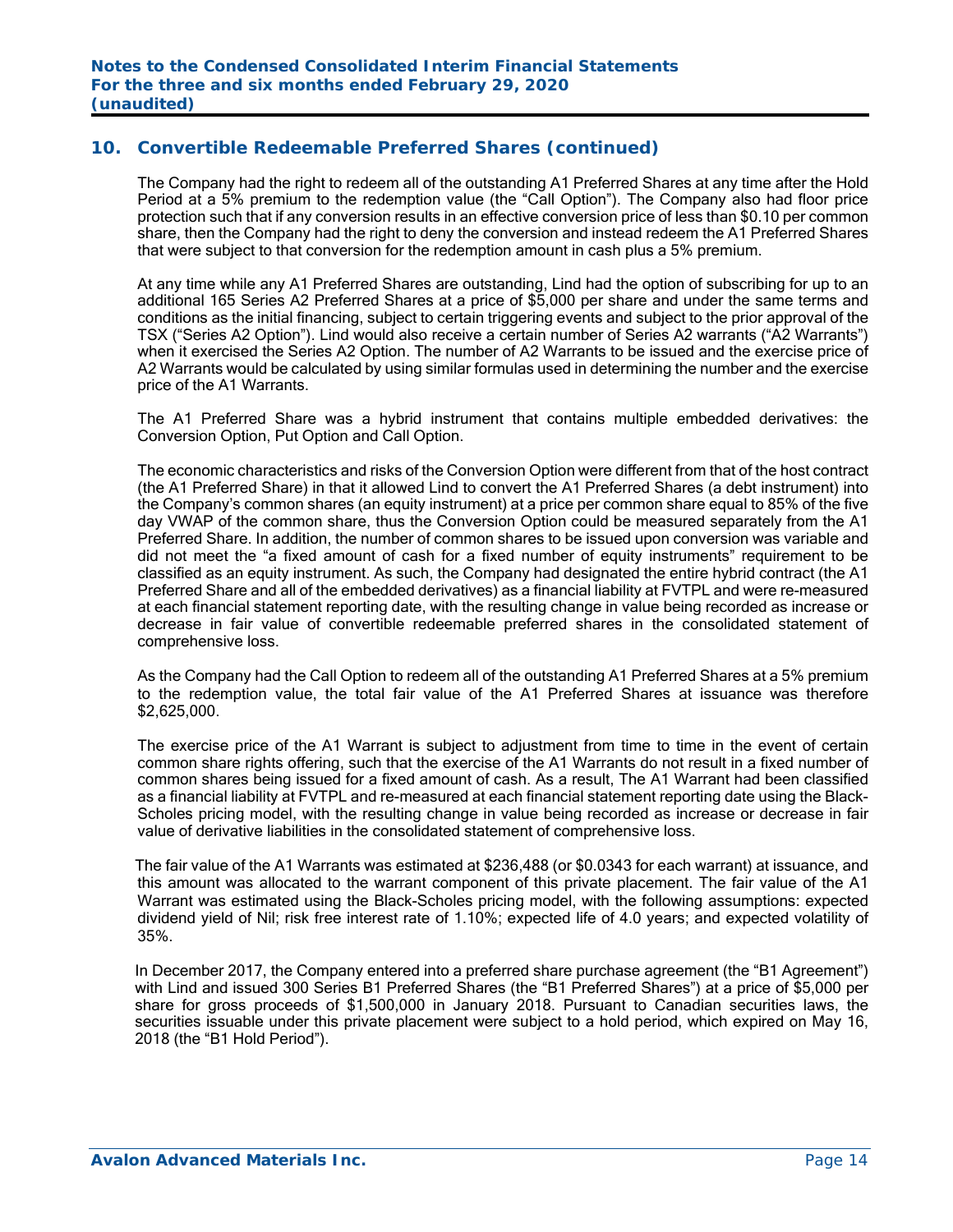## 10. Convertible Redeemable Preferred Shares (continued)

The Company had the right to redeem all of the outstanding A1 Preferred Shares at any time after the Hold Period at a 5% premium to the redemption value (the "Call Option"). The Company also had floor price protection such that if any conversion results in an effective conversion price of less than $0.10 per common share, then the Company had the right to deny the conversion and instead redeem the A1 Preferred Shares that were subject to that conversion for the redemption amount in cash plus a 5% premium.

At any time while any A1 Preferred Shares are outstanding, Lind had the option of subscribing for up to an additional 165 Series A2 Preferred Shares at a price of $5,000 per share and under the same terms and conditions as the initial financing, subject to certain triggering events and subject to the prior approval of the TSX ("Series A2 Option"). Lind would also receive a certain number of Series A2 warrants ("A2 Warrants") when it exercised the Series A2 Option. The number of A2 Warrants to be issued and the exercise price of A2 Warrants would be calculated by using similar formulas used in determining the number and the exercise price of the A1 Warrants.

The A1 Preferred Share was a hybrid instrument that contains multiple embedded derivatives: the Conversion Option, Put Option and Call Option.

The economic characteristics and risks of the Conversion Option were different from that of the host contract (the A1 Preferred Share) in that it allowed Lind to convert the A1 Preferred Shares (a debt instrument) into the Company's common shares (an equity instrument) at a price per common share equal to 85% of the five day VWAP of the common share, thus the Conversion Option could be measured separately from the A1 Preferred Share. In addition, the number of common shares to be issued upon conversion was variable and did not meet the "a fixed amount of cash for a fixed number of equity instruments" requirement to be classified as an equity instrument. As such, the Company had designated the entire hybrid contract (the A1 Preferred Share and all of the embedded derivatives) as a financial liability at FVTPL and were re-measured at each financial statement reporting date, with the resulting change in value being recorded as increase or decrease in fair value of convertible redeemable preferred shares in the consolidated statement of comprehensive loss.

As the Company had the Call Option to redeem all of the outstanding A1 Preferred Shares at a 5% premium to the redemption value, the total fair value of the A1 Preferred Shares at issuance was therefore $2,625,000.

The exercise price of the A1 Warrant is subject to adjustment from time to time in the event of certain common share rights offering, such that the exercise of the A1 Warrants do not result in a fixed number of common shares being issued for a fixed amount of cash. As a result, The A1 Warrant had been classified as a financial liability at FVTPL and re-measured at each financial statement reporting date using the Black-Scholes pricing model, with the resulting change in value being recorded as increase or decrease in fair value of derivative liabilities in the consolidated statement of comprehensive loss.

The fair value of the A1 Warrants was estimated at $236,488 (or $0.0343 for each warrant) at issuance, and this amount was allocated to the warrant component of this private placement. The fair value of the A1 Warrant was estimated using the Black-Scholes pricing model, with the following assumptions: expected dividend yield of Nil; risk free interest rate of 1.10%; expected life of 4.0 years; and expected volatility of 35%.

In December 2017, the Company entered into a preferred share purchase agreement (the "B1 Agreement") with Lind and issued 300 Series B1 Preferred Shares (the "B1 Preferred Shares") at a price of $5,000 per share for gross proceeds of $1,500,000 in January 2018. Pursuant to Canadian securities laws, the securities issuable under this private placement were subject to a hold period, which expired on May 16, 2018 (the "B1 Hold Period").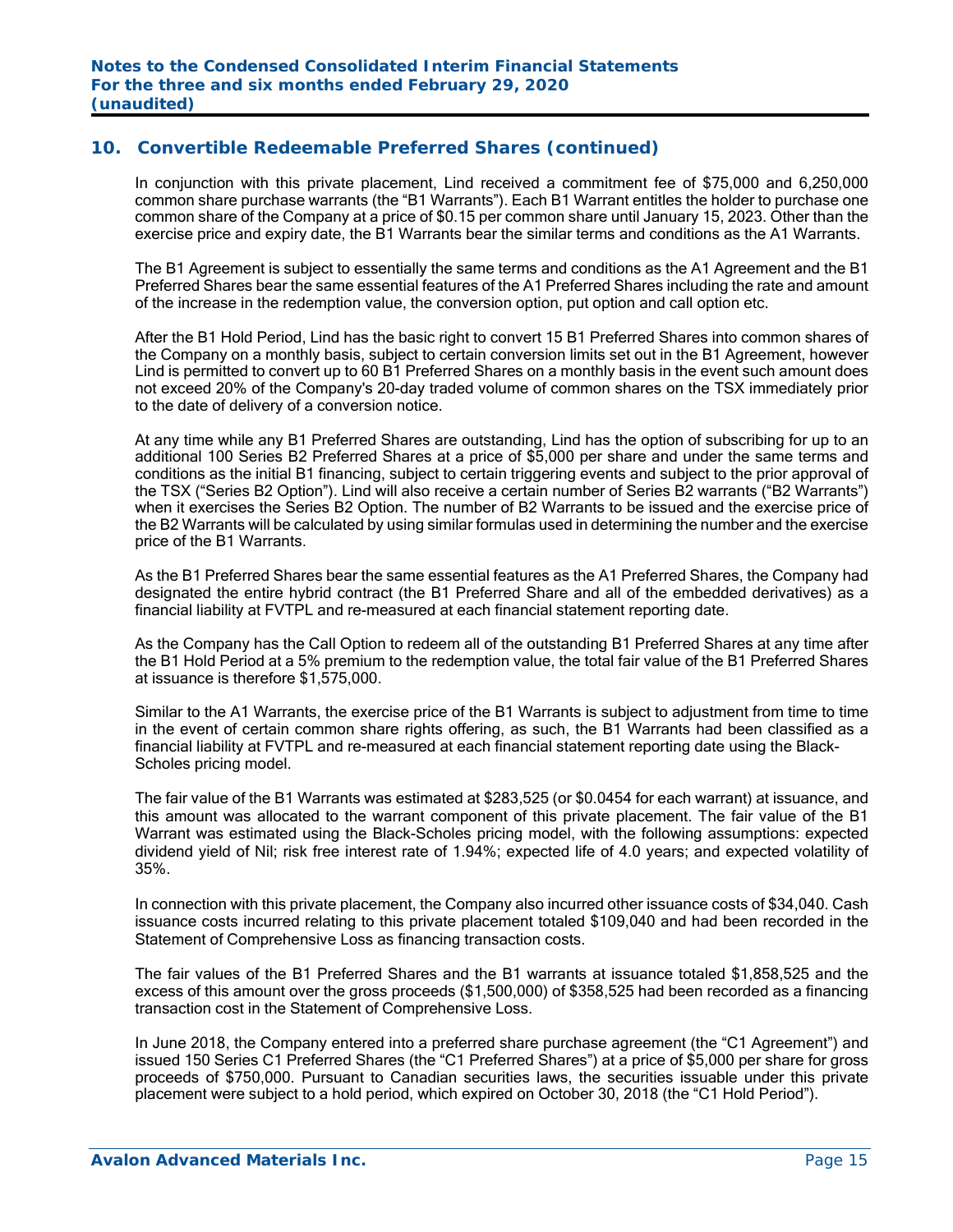## 10. Convertible Redeemable Preferred Shares (continued)

In conjunction with this private placement, Lind received a commitment fee of $75,000 and 6,250,000 common share purchase warrants (the "B1 Warrants"). Each B1 Warrant entitles the holder to purchase one common share of the Company at a price of $0.15 per common share until January 15, 2023. Other than the exercise price and expiry date, the B1 Warrants bear the similar terms and conditions as the A1 Warrants.

The B1 Agreement is subject to essentially the same terms and conditions as the A1 Agreement and the B1 Preferred Shares bear the same essential features of the A1 Preferred Shares including the rate and amount of the increase in the redemption value, the conversion option, put option and call option etc.

After the B1 Hold Period, Lind has the basic right to convert 15 B1 Preferred Shares into common shares of the Company on a monthly basis, subject to certain conversion limits set out in the B1 Agreement, however Lind is permitted to convert up to 60 B1 Preferred Shares on a monthly basis in the event such amount does not exceed 20% of the Company's 20-day traded volume of common shares on the TSX immediately prior to the date of delivery of a conversion notice.

At any time while any B1 Preferred Shares are outstanding, Lind has the option of subscribing for up to an additional 100 Series B2 Preferred Shares at a price of $5,000 per share and under the same terms and conditions as the initial B1 financing, subject to certain triggering events and subject to the prior approval of the TSX ("Series B2 Option"). Lind will also receive a certain number of Series B2 warrants ("B2 Warrants") when it exercises the Series B2 Option. The number of B2 Warrants to be issued and the exercise price of the B2 Warrants will be calculated by using similar formulas used in determining the number and the exercise price of the B1 Warrants.

As the B1 Preferred Shares bear the same essential features as the A1 Preferred Shares, the Company had designated the entire hybrid contract (the B1 Preferred Share and all of the embedded derivatives) as a financial liability at FVTPL and re-measured at each financial statement reporting date.

As the Company has the Call Option to redeem all of the outstanding B1 Preferred Shares at any time after the B1 Hold Period at a 5% premium to the redemption value, the total fair value of the B1 Preferred Shares at issuance is therefore $1,575,000.

Similar to the A1 Warrants, the exercise price of the B1 Warrants is subject to adjustment from time to time in the event of certain common share rights offering, as such, the B1 Warrants had been classified as a financial liability at FVTPL and re-measured at each financial statement reporting date using the Black-Scholes pricing model.

The fair value of the B1 Warrants was estimated at $283,525 (or $0.0454 for each warrant) at issuance, and this amount was allocated to the warrant component of this private placement. The fair value of the B1 Warrant was estimated using the Black-Scholes pricing model, with the following assumptions: expected dividend yield of Nil; risk free interest rate of 1.94%; expected life of 4.0 years; and expected volatility of 35%.

In connection with this private placement, the Company also incurred other issuance costs of $34,040. Cash issuance costs incurred relating to this private placement totaled $109,040 and had been recorded in the Statement of Comprehensive Loss as financing transaction costs.

The fair values of the B1 Preferred Shares and the B1 warrants at issuance totaled $1,858,525 and the excess of this amount over the gross proceeds ($1,500,000) of $358,525 had been recorded as a financing transaction cost in the Statement of Comprehensive Loss.

In June 2018, the Company entered into a preferred share purchase agreement (the "C1 Agreement") and issued 150 Series C1 Preferred Shares (the "C1 Preferred Shares") at a price of $5,000 per share for gross proceeds of $750,000. Pursuant to Canadian securities laws, the securities issuable under this private placement were subject to a hold period, which expired on October 30, 2018 (the "C1 Hold Period").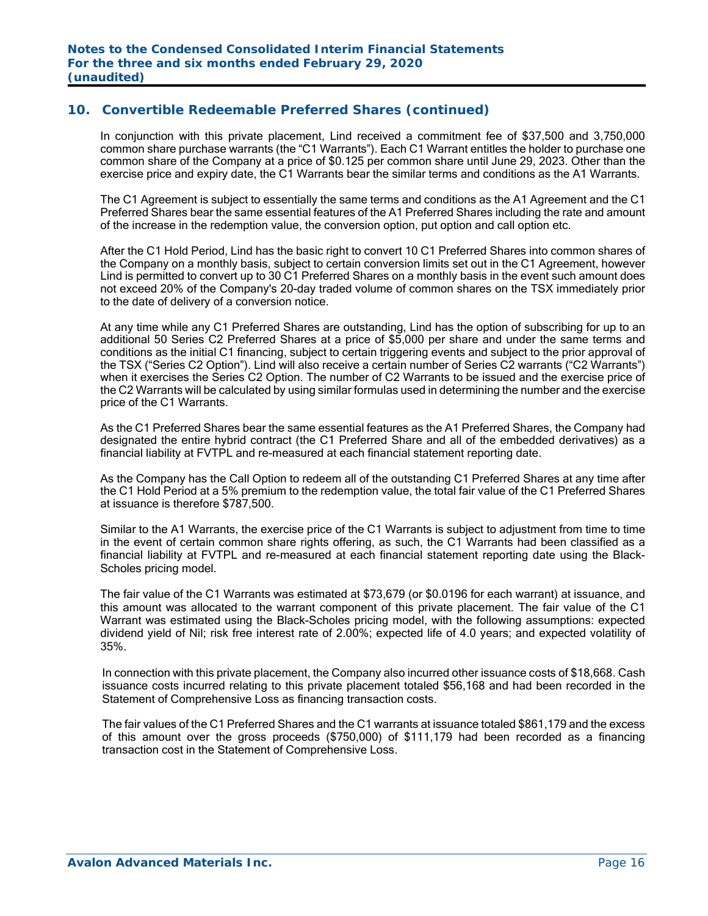## 10. Convertible Redeemable Preferred Shares (continued)

In conjunction with this private placement, Lind received a commitment fee of $37,500 and 3,750,000 common share purchase warrants (the "C1 Warrants"). Each C1 Warrant entitles the holder to purchase one common share of the Company at a price of $0.125 per common share until June 29, 2023. Other than the exercise price and expiry date, the C1 Warrants bear the similar terms and conditions as the A1 Warrants.

The C1 Agreement is subject to essentially the same terms and conditions as the A1 Agreement and the C1 Preferred Shares bear the same essential features of the A1 Preferred Shares including the rate and amount of the increase in the redemption value, the conversion option, put option and call option etc.

After the C1 Hold Period, Lind has the basic right to convert 10 C1 Preferred Shares into common shares of the Company on a monthly basis, subject to certain conversion limits set out in the C1 Agreement, however Lind is permitted to convert up to 30 C1 Preferred Shares on a monthly basis in the event such amount does not exceed 20% of the Company's 20-day traded volume of common shares on the TSX immediately prior to the date of delivery of a conversion notice.

At any time while any C1 Preferred Shares are outstanding, Lind has the option of subscribing for up to an additional 50 Series C2 Preferred Shares at a price of $5,000 per share and under the same terms and conditions as the initial C1 financing, subject to certain triggering events and subject to the prior approval of the TSX ("Series C2 Option"). Lind will also receive a certain number of Series C2 warrants ("C2 Warrants") when it exercises the Series C2 Option. The number of C2 Warrants to be issued and the exercise price of the C2 Warrants will be calculated by using similar formulas used in determining the number and the exercise price of the C1 Warrants.

As the C1 Preferred Shares bear the same essential features as the A1 Preferred Shares, the Company had designated the entire hybrid contract (the C1 Preferred Share and all of the embedded derivatives) as a financial liability at FVTPL and re-measured at each financial statement reporting date.

As the Company has the Call Option to redeem all of the outstanding C1 Preferred Shares at any time after the C1 Hold Period at a 5% premium to the redemption value, the total fair value of the C1 Preferred Shares at issuance is therefore $787,500.

Similar to the A1 Warrants, the exercise price of the C1 Warrants is subject to adjustment from time to time in the event of certain common share rights offering, as such, the C1 Warrants had been classified as a financial liability at FVTPL and re-measured at each financial statement reporting date using the Black-Scholes pricing model.

The fair value of the C1 Warrants was estimated at $73,679 (or $0.0196 for each warrant) at issuance, and this amount was allocated to the warrant component of this private placement. The fair value of the C1 Warrant was estimated using the Black-Scholes pricing model, with the following assumptions: expected dividend yield of Nil; risk free interest rate of 2.00%; expected life of 4.0 years; and expected volatility of 35%.

In connection with this private placement, the Company also incurred other issuance costs of $18,668. Cash issuance costs incurred relating to this private placement totaled $56,168 and had been recorded in the Statement of Comprehensive Loss as financing transaction costs.

The fair values of the C1 Preferred Shares and the C1 warrants at issuance totaled $861,179 and the excess of this amount over the gross proceeds ($750,000) of $111,179 had been recorded as a financing transaction cost in the Statement of Comprehensive Loss.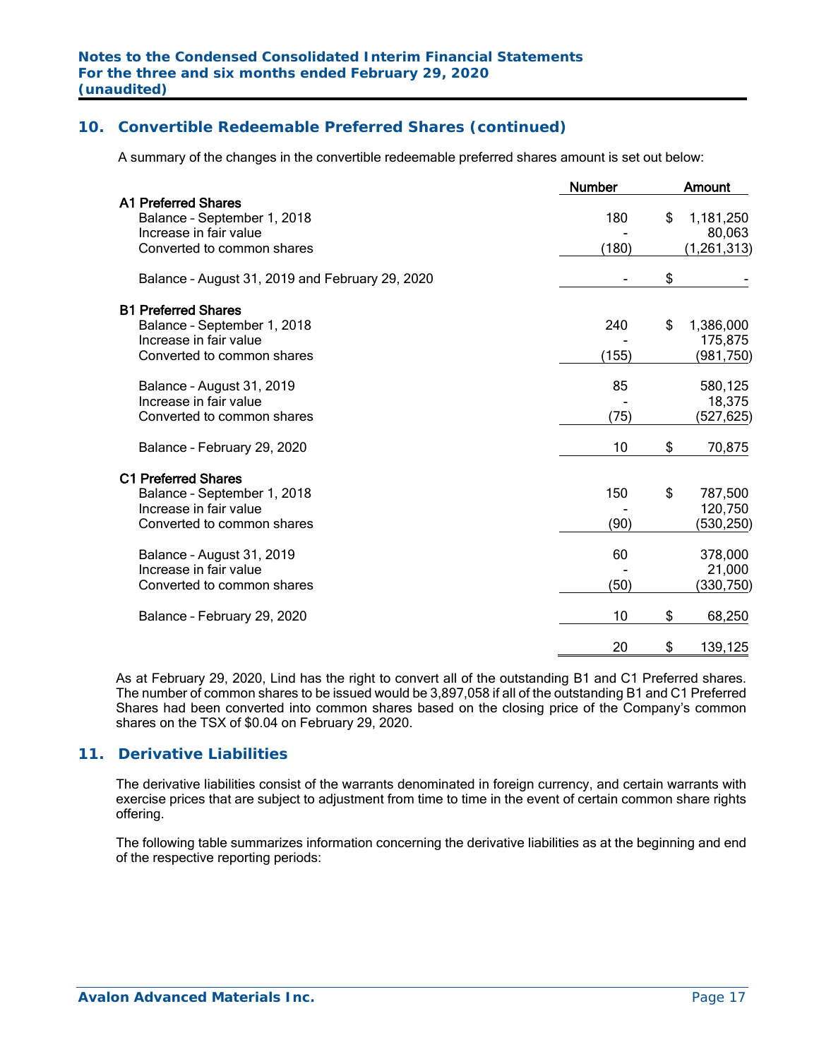## 10. Convertible Redeemable Preferred Shares (continued)

A summary of the changes in the convertible redeemable preferred shares amount is set out below:

| | Number | Amount |
|---|---|---|
| **A1 Preferred Shares** | | |
| Balance – September 1, 2018 | 180 | $ 1,181,250 |
| Increase in fair value | - | 80,063 |
| Converted to common shares | (180) | (1,261,313) |
| Balance – August 31, 2019 and February 29, 2020 | - | $ - |
| **B1 Preferred Shares** | | |
| Balance – September 1, 2018 | 240 | $ 1,386,000 |
| Increase in fair value | - | 175,875 |
| Converted to common shares | (155) | (981,750) |
| Balance – August 31, 2019 | 85 | 580,125 |
| Increase in fair value | - | 18,375 |
| Converted to common shares | (75) | (527,625) |
| Balance – February 29, 2020 | 10 | $ 70,875 |
| **C1 Preferred Shares** | | |
| Balance – September 1, 2018 | 150 | $ 787,500 |
| Increase in fair value | - | 120,750 |
| Converted to common shares | (90) | (530,250) |
| Balance – August 31, 2019 | 60 | 378,000 |
| Increase in fair value | - | 21,000 |
| Converted to common shares | (50) | (330,750) |
| Balance – February 29, 2020 | 10 | $ 68,250 |
| | 20 | $ 139,125 |

As at February 29, 2020, Lind has the right to convert all of the outstanding B1 and C1 Preferred shares. The number of common shares to be issued would be 3,897,058 if all of the outstanding B1 and C1 Preferred Shares had been converted into common shares based on the closing price of the Company's common shares on the TSX of $0.04 on February 29, 2020.

## 11. Derivative Liabilities

The derivative liabilities consist of the warrants denominated in foreign currency, and certain warrants with exercise prices that are subject to adjustment from time to time in the event of certain common share rights offering.

The following table summarizes information concerning the derivative liabilities as at the beginning and end of the respective reporting periods: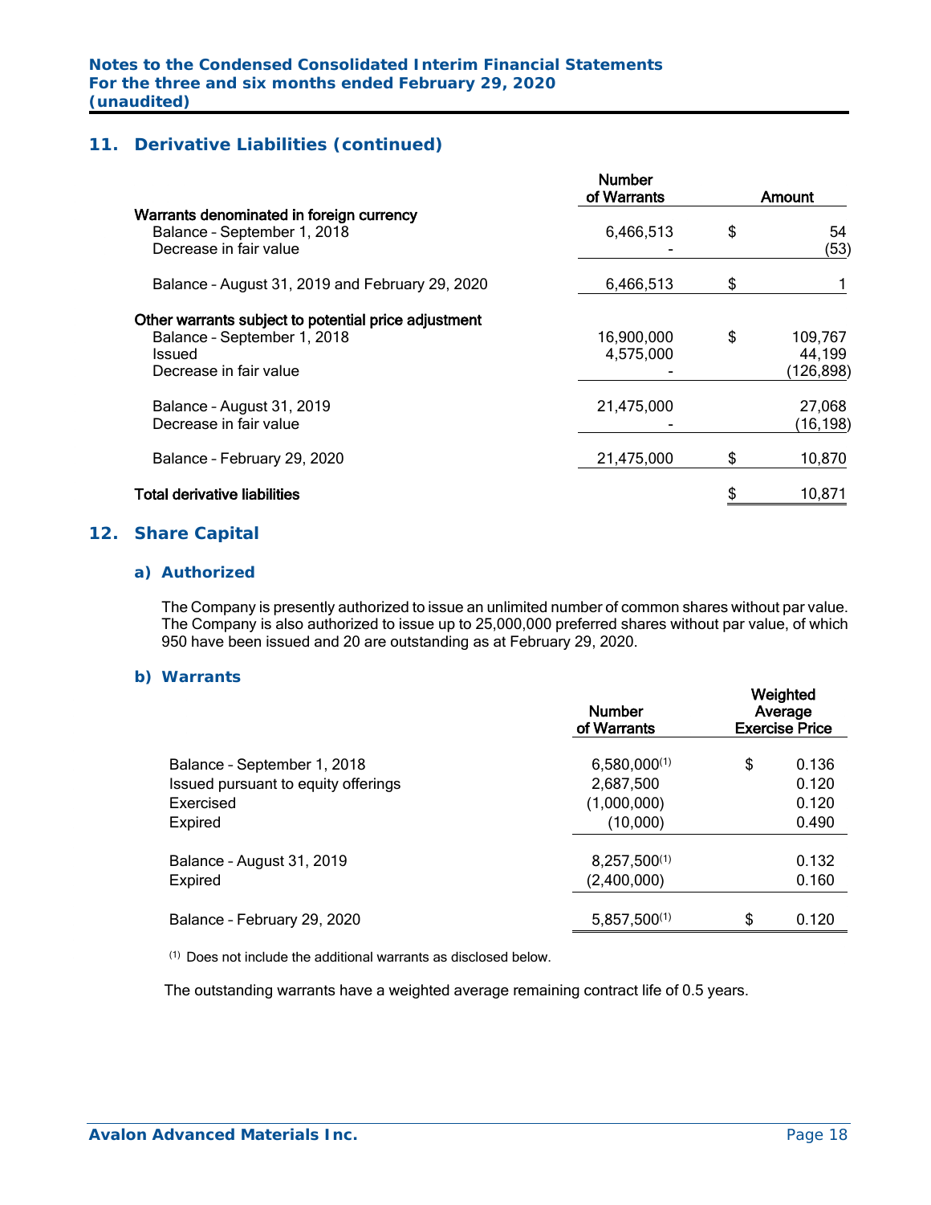## 11. Derivative Liabilities (continued)

| | Number of Warrants | Amount |
|---|---|---|
| **Warrants denominated in foreign currency** | | |
| Balance – September 1, 2018 | 6,466,513 | $ 54 |
| Decrease in fair value | - | (53) |
| Balance – August 31, 2019 and February 29, 2020 | 6,466,513 | $ 1 |
| **Other warrants subject to potential price adjustment** | | |
| Balance – September 1, 2018 | 16,900,000 | $ 109,767 |
| Issued | 4,575,000 | 44,199 |
| Decrease in fair value | - | (126,898) |
| Balance – August 31, 2019 | 21,475,000 | 27,068 |
| Decrease in fair value | - | (16,198) |
| Balance – February 29, 2020 | 21,475,000 | $ 10,870 |
| **Total derivative liabilities** | | $ 10,871 |

## 12. Share Capital

### a) Authorized

The Company is presently authorized to issue an unlimited number of common shares without par value. The Company is also authorized to issue up to 25,000,000 preferred shares without par value, of which 950 have been issued and 20 are outstanding as at February 29, 2020.

### b) Warrants

| | Number of Warrants | Weighted Average Exercise Price |
|---|---|---|
| Balance – September 1, 2018 | 6,580,000[(1)] | $ 0.136 |
| Issued pursuant to equity offerings | 2,687,500 | 0.120 |
| Exercised | (1,000,000) | 0.120 |
| Expired | (10,000) | 0.490 |
| Balance – August 31, 2019 | 8,257,500[(1)] | 0.132 |
| Expired | (2,400,000) | 0.160 |
| Balance – February 29, 2020 | 5,857,500[(1)] | $ 0.120 |

[(1)] Does not include the additional warrants as disclosed below.

The outstanding warrants have a weighted average remaining contract life of 0.5 years.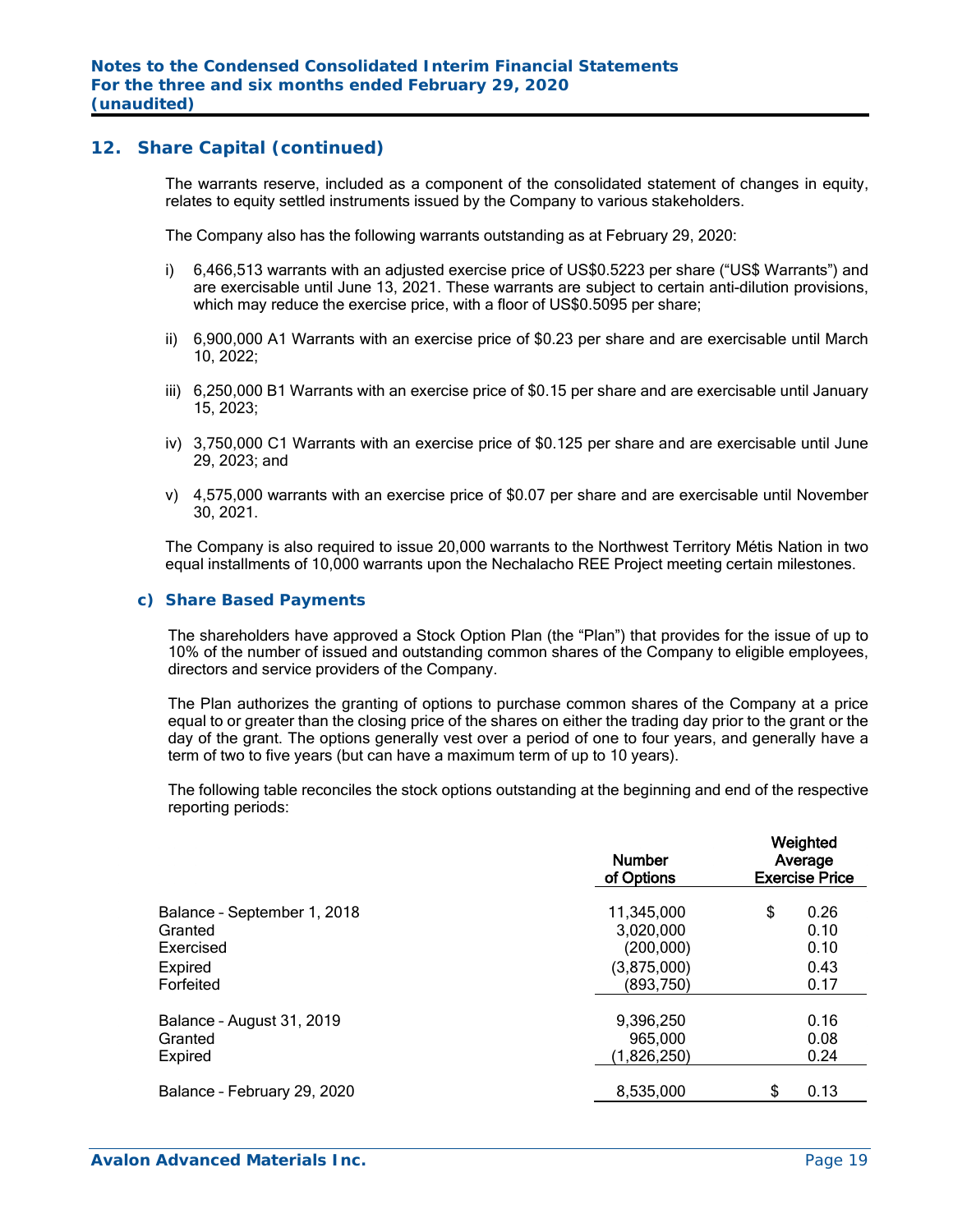## 12. Share Capital (continued)

The warrants reserve, included as a component of the consolidated statement of changes in equity, relates to equity settled instruments issued by the Company to various stakeholders.

The Company also has the following warrants outstanding as at February 29, 2020:

i) 6,466,513 warrants with an adjusted exercise price of US$0.5223 per share ("US$ Warrants") and are exercisable until June 13, 2021. These warrants are subject to certain anti-dilution provisions, which may reduce the exercise price, with a floor of US$0.5095 per share;

ii) 6,900,000 A1 Warrants with an exercise price of $0.23 per share and are exercisable until March 10, 2022;

iii) 6,250,000 B1 Warrants with an exercise price of $0.15 per share and are exercisable until January 15, 2023;

iv) 3,750,000 C1 Warrants with an exercise price of $0.125 per share and are exercisable until June 29, 2023; and

v) 4,575,000 warrants with an exercise price of $0.07 per share and are exercisable until November 30, 2021.

The Company is also required to issue 20,000 warrants to the Northwest Territory Métis Nation in two equal installments of 10,000 warrants upon the Nechalacho REE Project meeting certain milestones.

### c) Share Based Payments

The shareholders have approved a Stock Option Plan (the "Plan") that provides for the issue of up to 10% of the number of issued and outstanding common shares of the Company to eligible employees, directors and service providers of the Company.

The Plan authorizes the granting of options to purchase common shares of the Company at a price equal to or greater than the closing price of the shares on either the trading day prior to the grant or the day of the grant. The options generally vest over a period of one to four years, and generally have a term of two to five years (but can have a maximum term of up to 10 years).

The following table reconciles the stock options outstanding at the beginning and end of the respective reporting periods:

| | Number of Options | Weighted Average Exercise Price |
|---|---|---|
| Balance – September 1, 2018 | 11,345,000 | $ 0.26 |
| Granted | 3,020,000 | 0.10 |
| Exercised | (200,000) | 0.10 |
| Expired | (3,875,000) | 0.43 |
| Forfeited | (893,750) | 0.17 |
| Balance – August 31, 2019 | 9,396,250 | 0.16 |
| Granted | 965,000 | 0.08 |
| Expired | (1,826,250) | 0.24 |
| Balance – February 29, 2020 | 8,535,000 | $ 0.13 |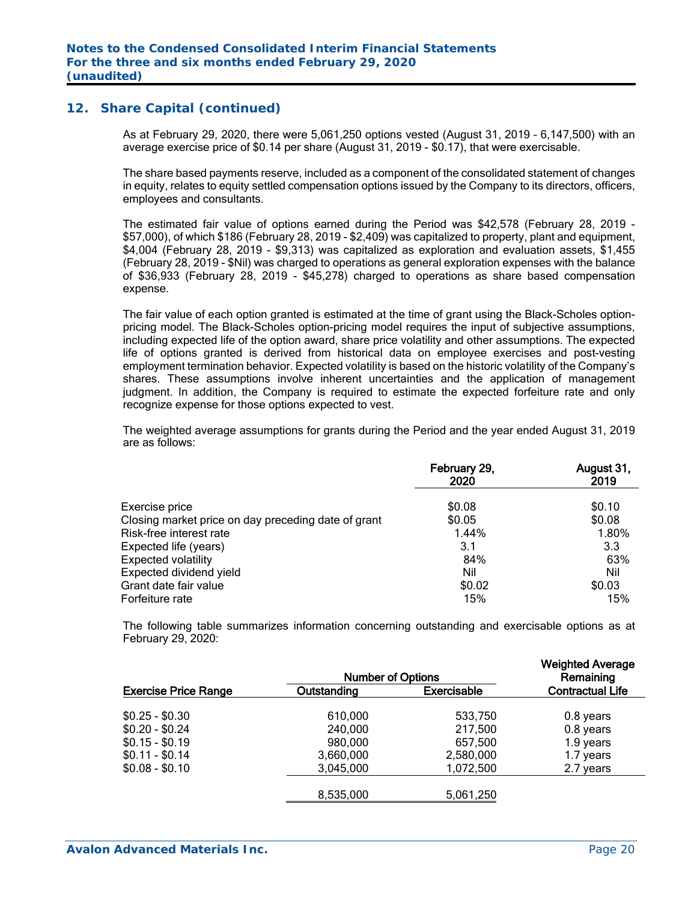## 12. Share Capital (continued)

As at February 29, 2020, there were 5,061,250 options vested (August 31, 2019 - 6,147,500) with an average exercise price of $0.14 per share (August 31, 2019 - $0.17), that were exercisable.

The share based payments reserve, included as a component of the consolidated statement of changes in equity, relates to equity settled compensation options issued by the Company to its directors, officers, employees and consultants.

The estimated fair value of options earned during the Period was $42,578 (February 28, 2019 - $57,000), of which $186 (February 28, 2019 - $2,409) was capitalized to property, plant and equipment, $4,004 (February 28, 2019 - $9,313) was capitalized as exploration and evaluation assets, $1,455 (February 28, 2019 - $Nil) was charged to operations as general exploration expenses with the balance of $36,933 (February 28, 2019 - $45,278) charged to operations as share based compensation expense.

The fair value of each option granted is estimated at the time of grant using the Black-Scholes option-pricing model. The Black-Scholes option-pricing model requires the input of subjective assumptions, including expected life of the option award, share price volatility and other assumptions. The expected life of options granted is derived from historical data on employee exercises and post-vesting employment termination behavior. Expected volatility is based on the historic volatility of the Company's shares. These assumptions involve inherent uncertainties and the application of management judgment. In addition, the Company is required to estimate the expected forfeiture rate and only recognize expense for those options expected to vest.

The weighted average assumptions for grants during the Period and the year ended August 31, 2019 are as follows:

| | February 29, 2020 | August 31, 2019 |
|---|---|---|
| Exercise price | $0.08 | $0.10 |
| Closing market price on day preceding date of grant | $0.05 | $0.08 |
| Risk-free interest rate | 1.44% | 1.80% |
| Expected life (years) | 3.1 | 3.3 |
| Expected volatility | 84% | 63% |
| Expected dividend yield | Nil | Nil |
| Grant date fair value | $0.02 | $0.03 |
| Forfeiture rate | 15% | 15% |

The following table summarizes information concerning outstanding and exercisable options as at February 29, 2020:

| | Number of Options | | Weighted Average Remaining |
|---|---|---|---|
| Exercise Price Range | Outstanding | Exercisable | Contractual Life |
| $0.25 - $0.30 | 610,000 | 533,750 | 0.8 years |
| $0.20 - $0.24 | 240,000 | 217,500 | 0.8 years |
| $0.15 - $0.19 | 980,000 | 657,500 | 1.9 years |
| $0.11 - $0.14 | 3,660,000 | 2,580,000 | 1.7 years |
| $0.08 - $0.10 | 3,045,000 | 1,072,500 | 2.7 years |
| | 8,535,000 | 5,061,250 | |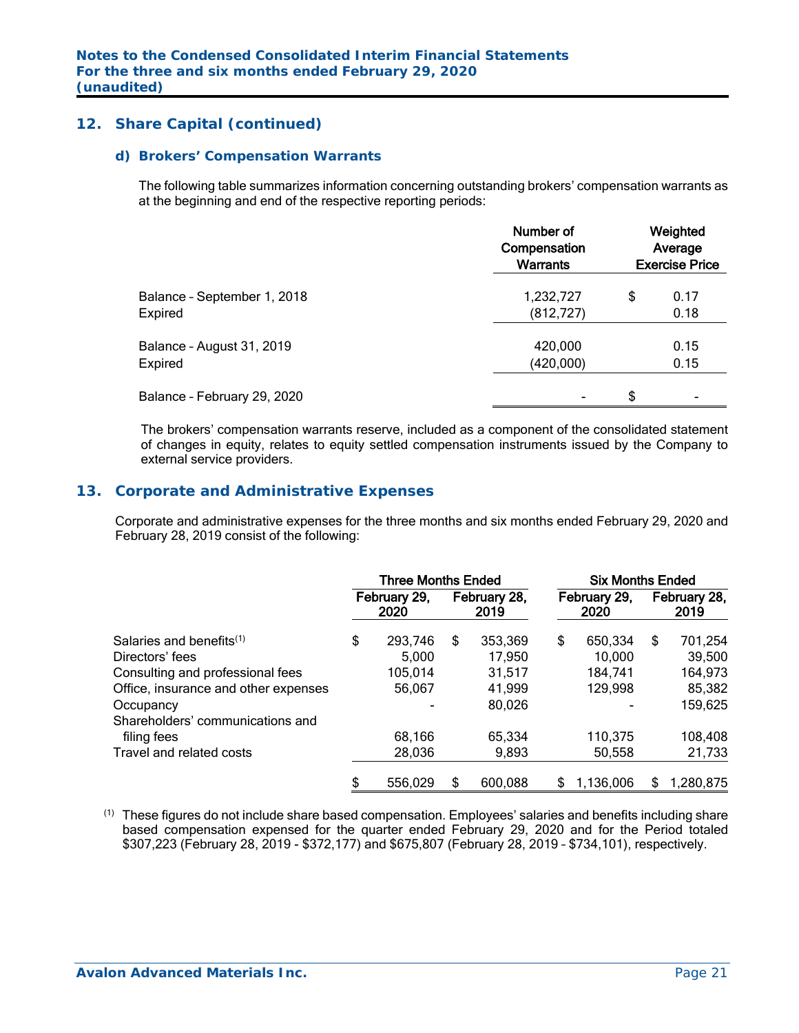## 12. Share Capital (continued)

### d) Brokers' Compensation Warrants

The following table summarizes information concerning outstanding brokers' compensation warrants as at the beginning and end of the respective reporting periods:

| | Number of Compensation Warrants | Weighted Average Exercise Price |
|---|---|---|
| Balance – September 1, 2018 | 1,232,727 | $ 0.17 |
| Expired | (812,727) | 0.18 |
| Balance – August 31, 2019 | 420,000 | 0.15 |
| Expired | (420,000) | 0.15 |
| Balance – February 29, 2020 | - | $ - |

The brokers' compensation warrants reserve, included as a component of the consolidated statement of changes in equity, relates to equity settled compensation instruments issued by the Company to external service providers.

## 13. Corporate and Administrative Expenses

Corporate and administrative expenses for the three months and six months ended February 29, 2020 and February 28, 2019 consist of the following:

| | Three Months Ended | | Six Months Ended | |
|---|---|---|---|---|
| | February 29, 2020 | February 28, 2019 | February 29, 2020 | February 28, 2019 |
| Salaries and benefits[(1)] | $ 293,746 | $ 353,369 | $ 650,334 | $ 701,254 |
| Directors' fees | 5,000 | 17,950 | 10,000 | 39,500 |
| Consulting and professional fees | 105,014 | 31,517 | 184,741 | 164,973 |
| Office, insurance and other expenses | 56,067 | 41,999 | 129,998 | 85,382 |
| Occupancy | - | 80,026 | - | 159,625 |
| Shareholders' communications and filing fees | 68,166 | 65,334 | 110,375 | 108,408 |
| Travel and related costs | 28,036 | 9,893 | 50,558 | 21,733 |
| | $ 556,029 | $ 600,088 | $ 1,136,006 | $ 1,280,875 |

(1) These figures do not include share based compensation. Employees' salaries and benefits including share based compensation expensed for the quarter ended February 29, 2020 and for the Period totaled $307,223 (February 28, 2019 - $372,177) and $675,807 (February 28, 2019 – $734,101), respectively.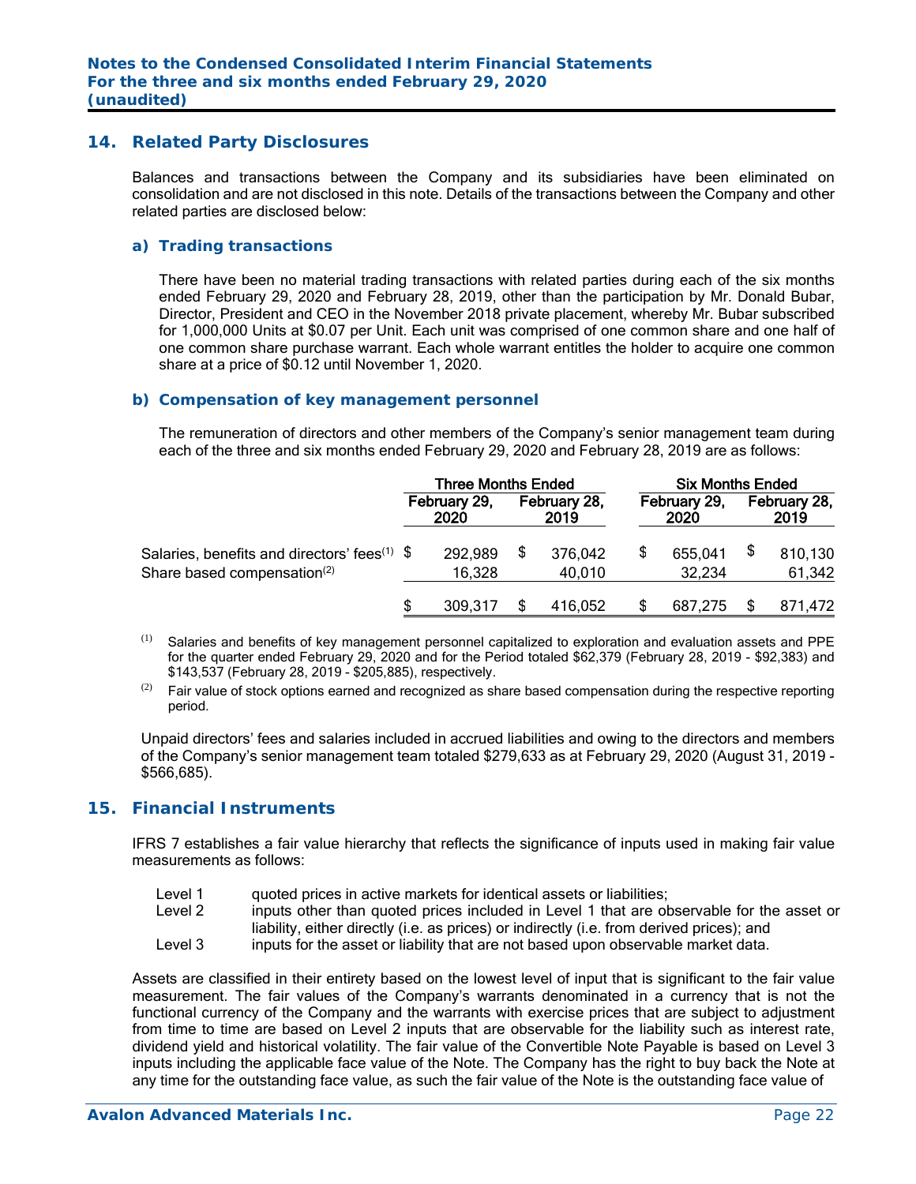## 14. Related Party Disclosures

Balances and transactions between the Company and its subsidiaries have been eliminated on consolidation and are not disclosed in this note. Details of the transactions between the Company and other related parties are disclosed below:

### a) Trading transactions

There have been no material trading transactions with related parties during each of the six months ended February 29, 2020 and February 28, 2019, other than the participation by Mr. Donald Bubar, Director, President and CEO in the November 2018 private placement, whereby Mr. Bubar subscribed for 1,000,000 Units at $0.07 per Unit. Each unit was comprised of one common share and one half of one common share purchase warrant. Each whole warrant entitles the holder to acquire one common share at a price of $0.12 until November 1, 2020.

### b) Compensation of key management personnel

The remuneration of directors and other members of the Company's senior management team during each of the three and six months ended February 29, 2020 and February 28, 2019 are as follows:

| | Three Months Ended | | Six Months Ended | |
|---|---|---|---|---|
| | February 29, 2020 | February 28, 2019 | February 29, 2020 | February 28, 2019 |
| Salaries, benefits and directors' fees[(1)] | $ 292,989 | $ 376,042 | $ 655,041 | $ 810,130 |
| Share based compensation[(2)] | 16,328 | 40,010 | 32,234 | 61,342 |
| | $ 309,317 | $ 416,052 | $ 687,275 | $ 871,472 |

(1) Salaries and benefits of key management personnel capitalized to exploration and evaluation assets and PPE for the quarter ended February 29, 2020 and for the Period totaled $62,379 (February 28, 2019 - $92,383) and $143,537 (February 28, 2019 - $205,885), respectively.

(2) Fair value of stock options earned and recognized as share based compensation during the respective reporting period.

Unpaid directors' fees and salaries included in accrued liabilities and owing to the directors and members of the Company's senior management team totaled $279,633 as at February 29, 2020 (August 31, 2019 - $566,685).

## 15. Financial Instruments

IFRS 7 establishes a fair value hierarchy that reflects the significance of inputs used in making fair value measurements as follows:

- Level 1 quoted prices in active markets for identical assets or liabilities;
- Level 2 inputs other than quoted prices included in Level 1 that are observable for the asset or liability, either directly (i.e. as prices) or indirectly (i.e. from derived prices); and
- Level 3 inputs for the asset or liability that are not based upon observable market data.

Assets are classified in their entirety based on the lowest level of input that is significant to the fair value measurement. The fair values of the Company's warrants denominated in a currency that is not the functional currency of the Company and the warrants with exercise prices that are subject to adjustment from time to time are based on Level 2 inputs that are observable for the liability such as interest rate, dividend yield and historical volatility. The fair value of the Convertible Note Payable is based on Level 3 inputs including the applicable face value of the Note. The Company has the right to buy back the Note at any time for the outstanding face value, as such the fair value of the Note is the outstanding face value of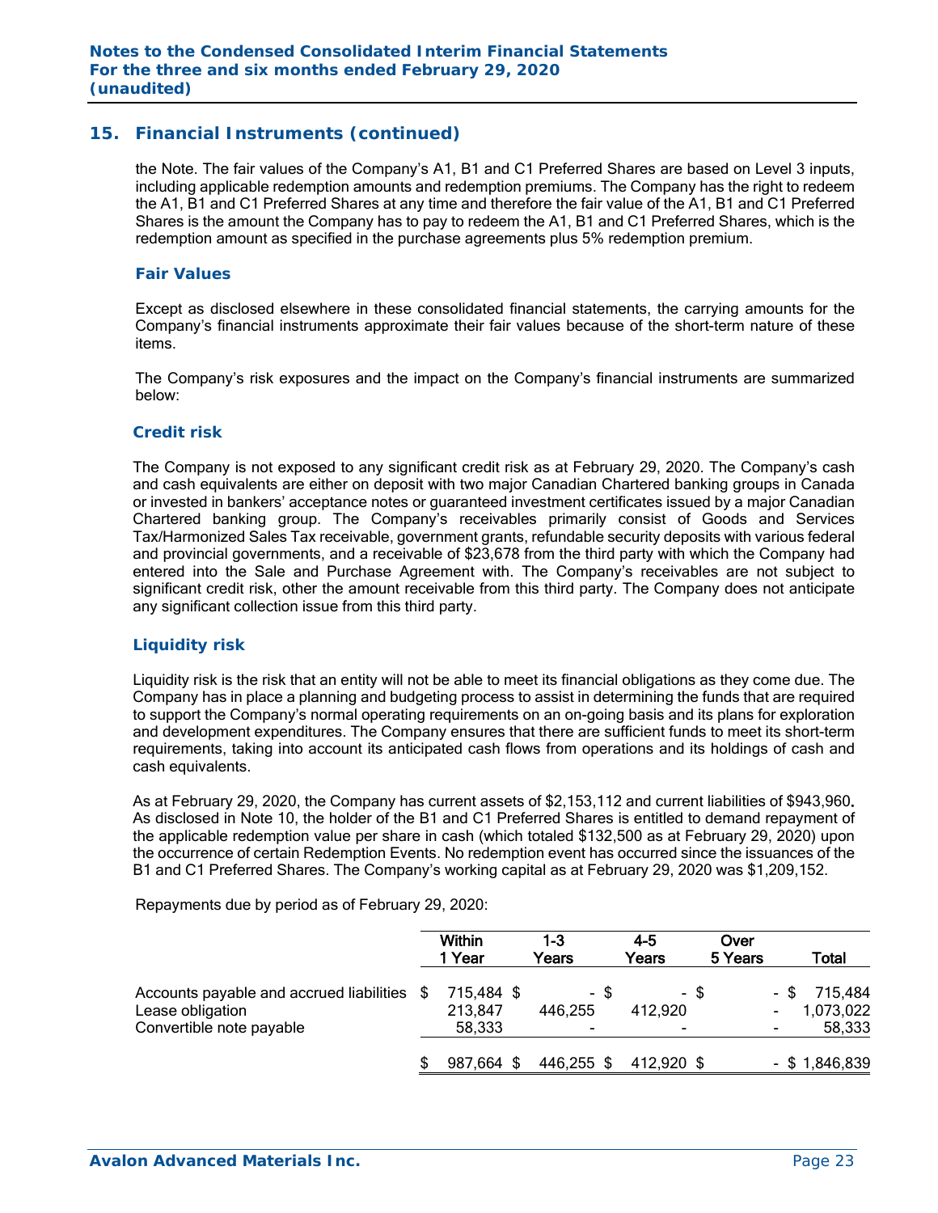## 15. Financial Instruments (continued)

the Note. The fair values of the Company's A1, B1 and C1 Preferred Shares are based on Level 3 inputs, including applicable redemption amounts and redemption premiums. The Company has the right to redeem the A1, B1 and C1 Preferred Shares at any time and therefore the fair value of the A1, B1 and C1 Preferred Shares is the amount the Company has to pay to redeem the A1, B1 and C1 Preferred Shares, which is the redemption amount as specified in the purchase agreements plus 5% redemption premium.

### Fair Values

Except as disclosed elsewhere in these consolidated financial statements, the carrying amounts for the Company's financial instruments approximate their fair values because of the short-term nature of these items.

The Company's risk exposures and the impact on the Company's financial instruments are summarized below:

### Credit risk

The Company is not exposed to any significant credit risk as at February 29, 2020. The Company's cash and cash equivalents are either on deposit with two major Canadian Chartered banking groups in Canada or invested in bankers' acceptance notes or guaranteed investment certificates issued by a major Canadian Chartered banking group. The Company's receivables primarily consist of Goods and Services Tax/Harmonized Sales Tax receivable, government grants, refundable security deposits with various federal and provincial governments, and a receivable of $23,678 from the third party with which the Company had entered into the Sale and Purchase Agreement with. The Company's receivables are not subject to significant credit risk, other the amount receivable from this third party. The Company does not anticipate any significant collection issue from this third party.

### Liquidity risk

Liquidity risk is the risk that an entity will not be able to meet its financial obligations as they come due. The Company has in place a planning and budgeting process to assist in determining the funds that are required to support the Company's normal operating requirements on an on-going basis and its plans for exploration and development expenditures. The Company ensures that there are sufficient funds to meet its short-term requirements, taking into account its anticipated cash flows from operations and its holdings of cash and cash equivalents.

As at February 29, 2020, the Company has current assets of $2,153,112 and current liabilities of $943,960. As disclosed in Note 10, the holder of the B1 and C1 Preferred Shares is entitled to demand repayment of the applicable redemption value per share in cash (which totaled $132,500 as at February 29, 2020) upon the occurrence of certain Redemption Events. No redemption event has occurred since the issuances of the B1 and C1 Preferred Shares. The Company's working capital as at February 29, 2020 was $1,209,152.

Repayments due by period as of February 29, 2020:

| | Within 1 Year | 1-3 Years | 4-5 Years | Over 5 Years | Total |
|---|---|---|---|---|---|
| Accounts payable and accrued liabilities | $ 715,484 | $ - | $ - | $ - | $ 715,484 |
| Lease obligation | 213,847 | 446,255 | 412,920 | - | 1,073,022 |
| Convertible note payable | 58,333 | - | - | - | 58,333 |
| | $ 987,664 | $ 446,255 | $ 412,920 | $ - | $ 1,846,839 |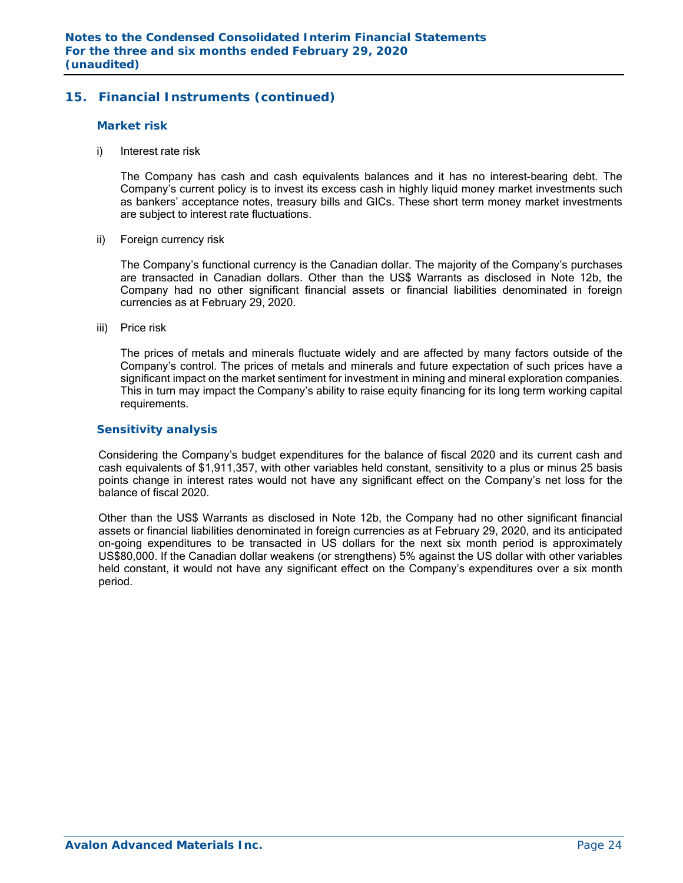## 15. Financial Instruments (continued)

### Market risk

i) Interest rate risk

The Company has cash and cash equivalents balances and it has no interest-bearing debt. The Company's current policy is to invest its excess cash in highly liquid money market investments such as bankers' acceptance notes, treasury bills and GICs. These short term money market investments are subject to interest rate fluctuations.

ii) Foreign currency risk

The Company's functional currency is the Canadian dollar. The majority of the Company's purchases are transacted in Canadian dollars. Other than the US$ Warrants as disclosed in Note 12b, the Company had no other significant financial assets or financial liabilities denominated in foreign currencies as at February 29, 2020.

iii) Price risk

The prices of metals and minerals fluctuate widely and are affected by many factors outside of the Company's control. The prices of metals and minerals and future expectation of such prices have a significant impact on the market sentiment for investment in mining and mineral exploration companies. This in turn may impact the Company's ability to raise equity financing for its long term working capital requirements.

### Sensitivity analysis

Considering the Company's budget expenditures for the balance of fiscal 2020 and its current cash and cash equivalents of $1,911,357, with other variables held constant, sensitivity to a plus or minus 25 basis points change in interest rates would not have any significant effect on the Company's net loss for the balance of fiscal 2020.

Other than the US$ Warrants as disclosed in Note 12b, the Company had no other significant financial assets or financial liabilities denominated in foreign currencies as at February 29, 2020, and its anticipated on-going expenditures to be transacted in US dollars for the next six month period is approximately US$80,000. If the Canadian dollar weakens (or strengthens) 5% against the US dollar with other variables held constant, it would not have any significant effect on the Company's expenditures over a six month period.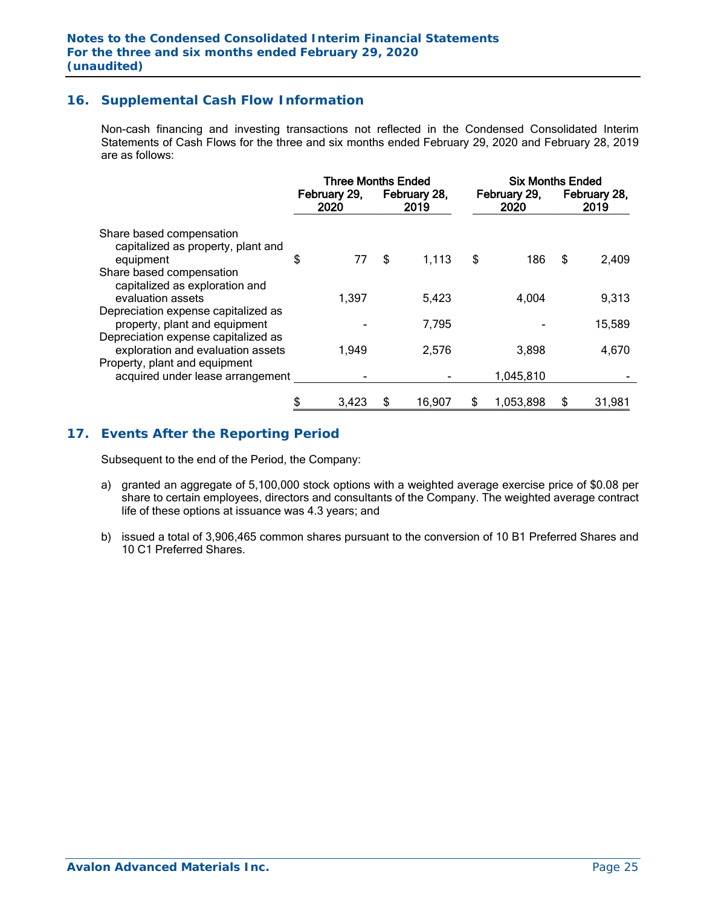## 16. Supplemental Cash Flow Information

Non-cash financing and investing transactions not reflected in the Condensed Consolidated Interim Statements of Cash Flows for the three and six months ended February 29, 2020 and February 28, 2019 are as follows:

| | Three Months Ended | | Six Months Ended | |
|---|---|---|---|---|
| | February 29, 2020 | February 28, 2019 | February 29, 2020 | February 28, 2019 |
| Share based compensation capitalized as property, plant and equipment | $ 77 | $ 1,113 | $ 186 | $ 2,409 |
| Share based compensation capitalized as exploration and evaluation assets | 1,397 | 5,423 | 4,004 | 9,313 |
| Depreciation expense capitalized as property, plant and equipment | - | 7,795 | - | 15,589 |
| Depreciation expense capitalized as exploration and evaluation assets | 1,949 | 2,576 | 3,898 | 4,670 |
| Property, plant and equipment acquired under lease arrangement | - | - | 1,045,810 | - |
| | $ 3,423 | $ 16,907 | $ 1,053,898 | $ 31,981 |

## 17. Events After the Reporting Period

Subsequent to the end of the Period, the Company:

a) granted an aggregate of 5,100,000 stock options with a weighted average exercise price of $0.08 per share to certain employees, directors and consultants of the Company. The weighted average contract life of these options at issuance was 4.3 years; and

b) issued a total of 3,906,465 common shares pursuant to the conversion of 10 B1 Preferred Shares and 10 C1 Preferred Shares.